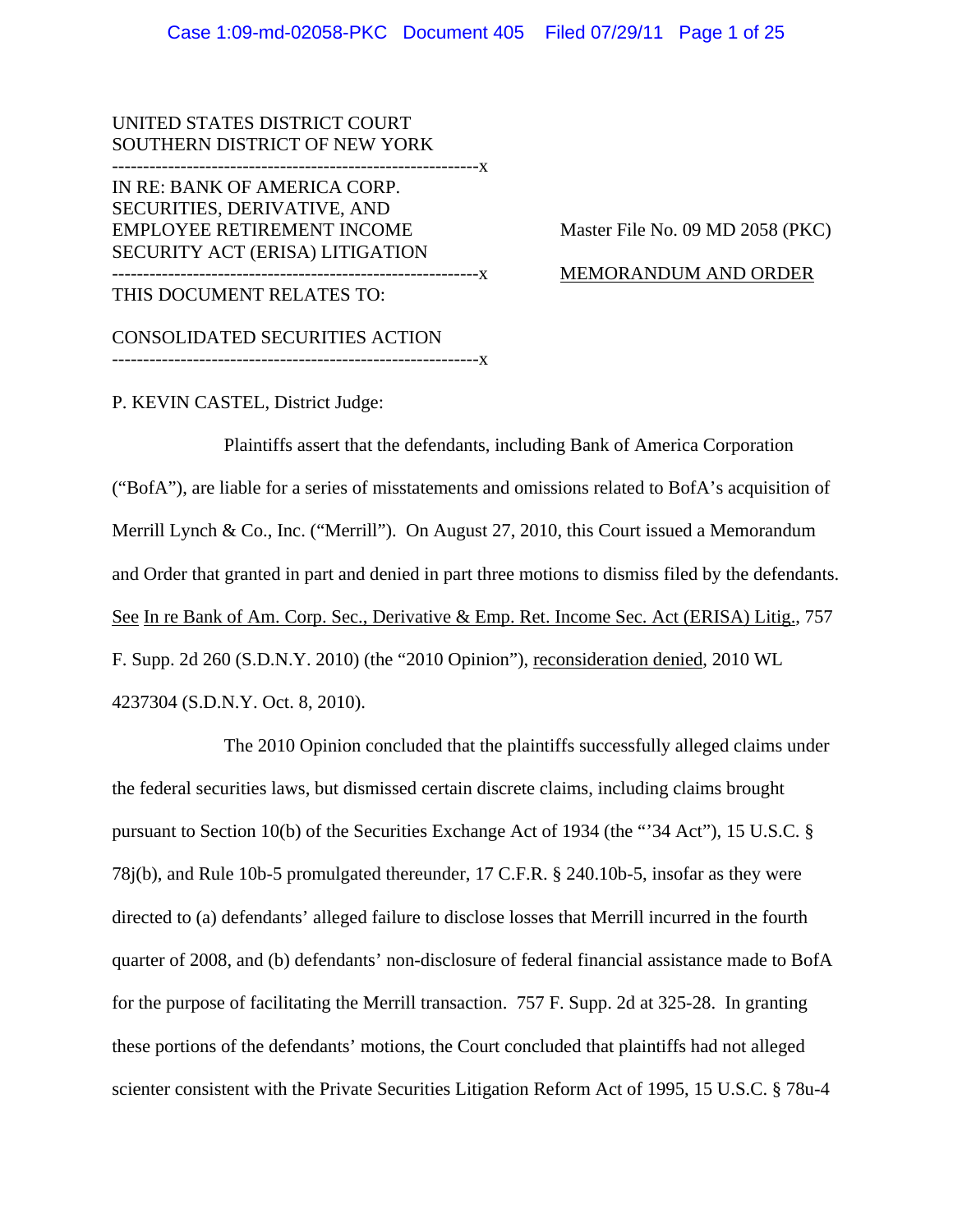UNITED STATES DISTRICT COURT
SOUTHERN DISTRICT OF NEW YORK

-----------------------------------------------------------x

IN RE: BANK OF AMERICA CORP. SECURITIES, DERIVATIVE, AND EMPLOYEE RETIREMENT INCOME SECURITY ACT (ERISA) LITIGATION

Master File No. 09 MD 2058 (PKC)

-----------------------------------------------------------x

MEMORANDUM AND ORDER

THIS DOCUMENT RELATES TO:

CONSOLIDATED SECURITIES ACTION

-----------------------------------------------------------x

P. KEVIN CASTEL, District Judge:

Plaintiffs assert that the defendants, including Bank of America Corporation ("BofA"), are liable for a series of misstatements and omissions related to BofA's acquisition of Merrill Lynch & Co., Inc. ("Merrill"). On August 27, 2010, this Court issued a Memorandum and Order that granted in part and denied in part three motions to dismiss filed by the defendants. See In re Bank of Am. Corp. Sec., Derivative & Emp. Ret. Income Sec. Act (ERISA) Litig., 757 F. Supp. 2d 260 (S.D.N.Y. 2010) (the "2010 Opinion"), reconsideration denied, 2010 WL 4237304 (S.D.N.Y. Oct. 8, 2010).

The 2010 Opinion concluded that the plaintiffs successfully alleged claims under the federal securities laws, but dismissed certain discrete claims, including claims brought pursuant to Section 10(b) of the Securities Exchange Act of 1934 (the "'34 Act"), 15 U.S.C. § 78j(b), and Rule 10b-5 promulgated thereunder, 17 C.F.R. § 240.10b-5, insofar as they were directed to (a) defendants' alleged failure to disclose losses that Merrill incurred in the fourth quarter of 2008, and (b) defendants' non-disclosure of federal financial assistance made to BofA for the purpose of facilitating the Merrill transaction. 757 F. Supp. 2d at 325-28. In granting these portions of the defendants' motions, the Court concluded that plaintiffs had not alleged scienter consistent with the Private Securities Litigation Reform Act of 1995, 15 U.S.C. § 78u-4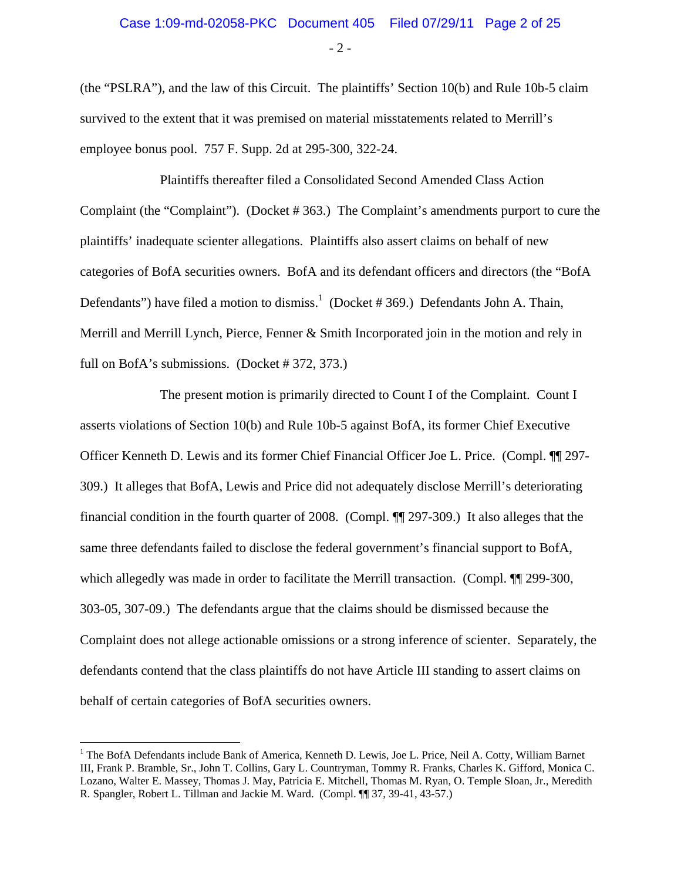(the "PSLRA"), and the law of this Circuit. The plaintiffs' Section 10(b) and Rule 10b-5 claim survived to the extent that it was premised on material misstatements related to Merrill's employee bonus pool. 757 F. Supp. 2d at 295-300, 322-24.

Plaintiffs thereafter filed a Consolidated Second Amended Class Action Complaint (the "Complaint"). (Docket # 363.) The Complaint's amendments purport to cure the plaintiffs' inadequate scienter allegations. Plaintiffs also assert claims on behalf of new categories of BofA securities owners. BofA and its defendant officers and directors (the "BofA Defendants") have filed a motion to dismiss.[1] (Docket # 369.) Defendants John A. Thain, Merrill and Merrill Lynch, Pierce, Fenner & Smith Incorporated join in the motion and rely in full on BofA's submissions. (Docket # 372, 373.)

The present motion is primarily directed to Count I of the Complaint. Count I asserts violations of Section 10(b) and Rule 10b-5 against BofA, its former Chief Executive Officer Kenneth D. Lewis and its former Chief Financial Officer Joe L. Price. (Compl. ¶¶ 297-309.) It alleges that BofA, Lewis and Price did not adequately disclose Merrill's deteriorating financial condition in the fourth quarter of 2008. (Compl. ¶¶ 297-309.) It also alleges that the same three defendants failed to disclose the federal government's financial support to BofA, which allegedly was made in order to facilitate the Merrill transaction. (Compl. ¶¶ 299-300, 303-05, 307-09.) The defendants argue that the claims should be dismissed because the Complaint does not allege actionable omissions or a strong inference of scienter. Separately, the defendants contend that the class plaintiffs do not have Article III standing to assert claims on behalf of certain categories of BofA securities owners.

---

[1] The BofA Defendants include Bank of America, Kenneth D. Lewis, Joe L. Price, Neil A. Cotty, William Barnet III, Frank P. Bramble, Sr., John T. Collins, Gary L. Countryman, Tommy R. Franks, Charles K. Gifford, Monica C. Lozano, Walter E. Massey, Thomas J. May, Patricia E. Mitchell, Thomas M. Ryan, O. Temple Sloan, Jr., Meredith R. Spangler, Robert L. Tillman and Jackie M. Ward. (Compl. ¶¶ 37, 39-41, 43-57.)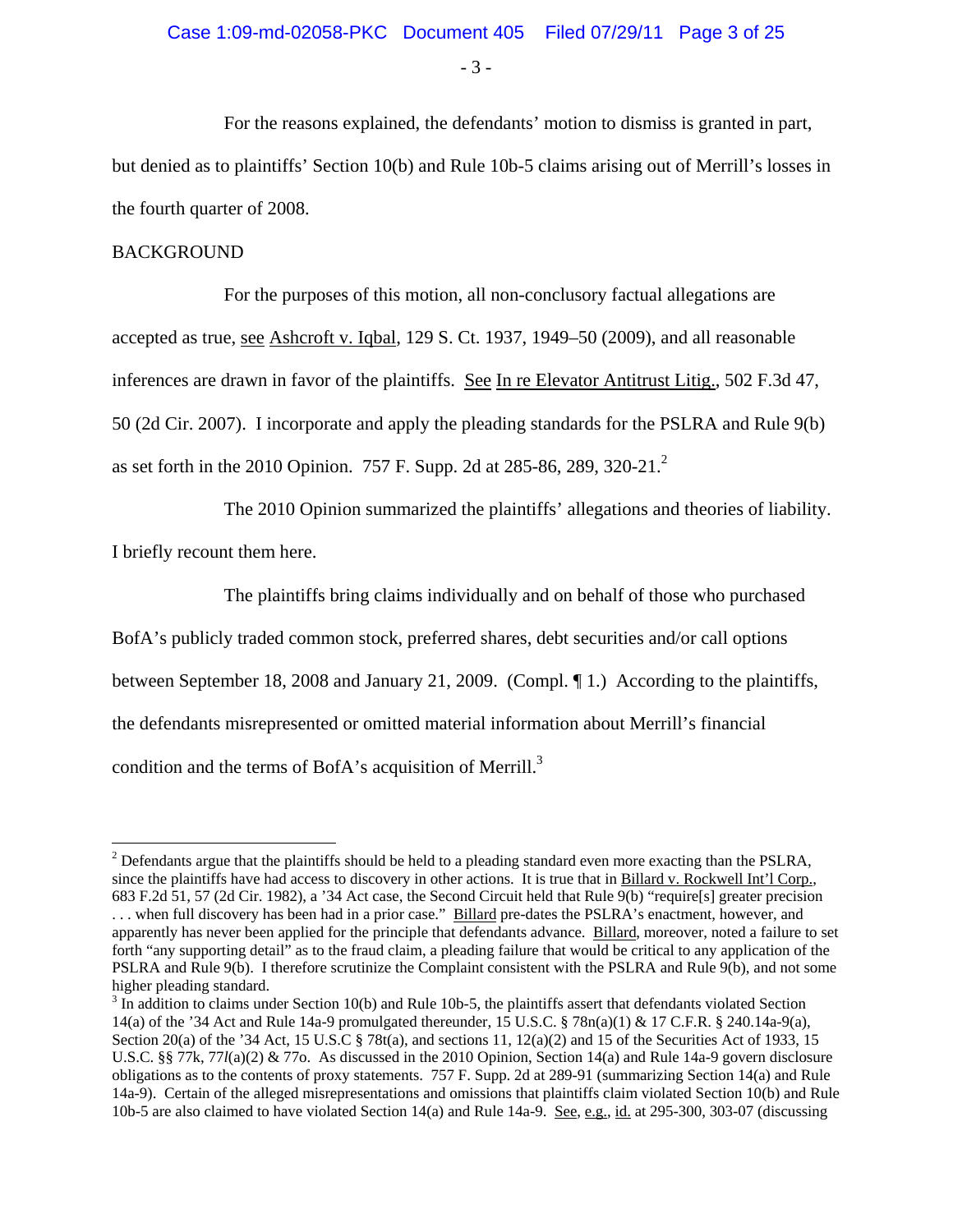For the reasons explained, the defendants' motion to dismiss is granted in part, but denied as to plaintiffs' Section 10(b) and Rule 10b-5 claims arising out of Merrill's losses in the fourth quarter of 2008.

BACKGROUND

For the purposes of this motion, all non-conclusory factual allegations are accepted as true, see Ashcroft v. Iqbal, 129 S. Ct. 1937, 1949–50 (2009), and all reasonable inferences are drawn in favor of the plaintiffs. See In re Elevator Antitrust Litig., 502 F.3d 47, 50 (2d Cir. 2007). I incorporate and apply the pleading standards for the PSLRA and Rule 9(b) as set forth in the 2010 Opinion. 757 F. Supp. 2d at 285-86, 289, 320-21.[2]

The 2010 Opinion summarized the plaintiffs' allegations and theories of liability. I briefly recount them here.

The plaintiffs bring claims individually and on behalf of those who purchased BofA's publicly traded common stock, preferred shares, debt securities and/or call options between September 18, 2008 and January 21, 2009. (Compl. ¶ 1.) According to the plaintiffs, the defendants misrepresented or omitted material information about Merrill's financial condition and the terms of BofA's acquisition of Merrill.[3]

---

[2] Defendants argue that the plaintiffs should be held to a pleading standard even more exacting than the PSLRA, since the plaintiffs have had access to discovery in other actions. It is true that in Billard v. Rockwell Int'l Corp., 683 F.2d 51, 57 (2d Cir. 1982), a '34 Act case, the Second Circuit held that Rule 9(b) "require[s] greater precision . . . when full discovery has been had in a prior case." Billard pre-dates the PSLRA's enactment, however, and apparently has never been applied for the principle that defendants advance. Billard, moreover, noted a failure to set forth "any supporting detail" as to the fraud claim, a pleading failure that would be critical to any application of the PSLRA and Rule 9(b). I therefore scrutinize the Complaint consistent with the PSLRA and Rule 9(b), and not some higher pleading standard.

[3] In addition to claims under Section 10(b) and Rule 10b-5, the plaintiffs assert that defendants violated Section 14(a) of the '34 Act and Rule 14a-9 promulgated thereunder, 15 U.S.C. § 78n(a)(1) & 17 C.F.R. § 240.14a-9(a), Section 20(a) of the '34 Act, 15 U.S.C § 78t(a), and sections 11, 12(a)(2) and 15 of the Securities Act of 1933, 15 U.S.C. §§ 77k, 77*l*(a)(2) & 77o. As discussed in the 2010 Opinion, Section 14(a) and Rule 14a-9 govern disclosure obligations as to the contents of proxy statements. 757 F. Supp. 2d at 289-91 (summarizing Section 14(a) and Rule 14a-9). Certain of the alleged misrepresentations and omissions that plaintiffs claim violated Section 10(b) and Rule 10b-5 are also claimed to have violated Section 14(a) and Rule 14a-9. See, e.g., id. at 295-300, 303-07 (discussing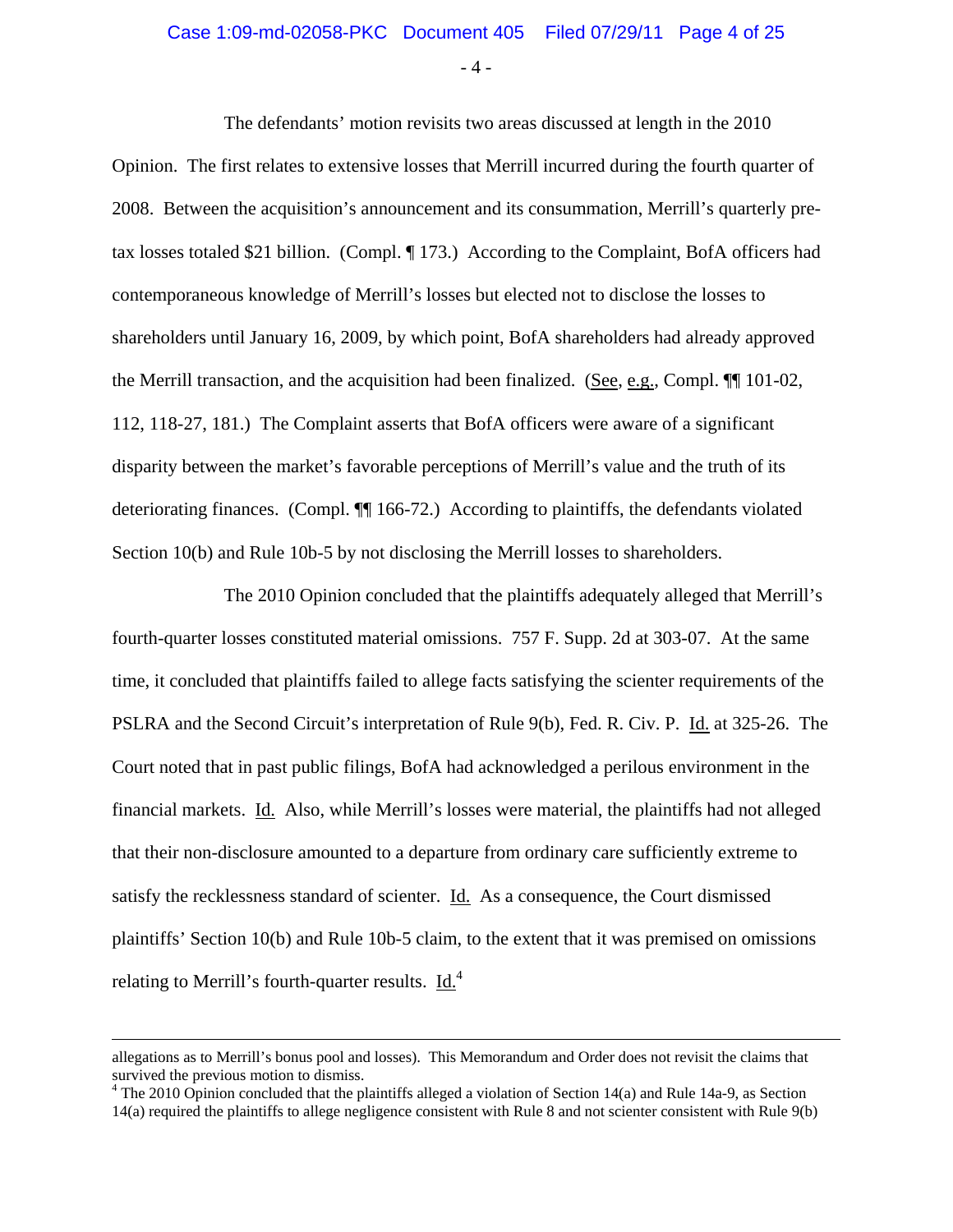The defendants' motion revisits two areas discussed at length in the 2010 Opinion. The first relates to extensive losses that Merrill incurred during the fourth quarter of 2008. Between the acquisition's announcement and its consummation, Merrill's quarterly pre-tax losses totaled $21 billion. (Compl. ¶ 173.) According to the Complaint, BofA officers had contemporaneous knowledge of Merrill's losses but elected not to disclose the losses to shareholders until January 16, 2009, by which point, BofA shareholders had already approved the Merrill transaction, and the acquisition had been finalized. (See, e.g., Compl. ¶¶ 101-02, 112, 118-27, 181.) The Complaint asserts that BofA officers were aware of a significant disparity between the market's favorable perceptions of Merrill's value and the truth of its deteriorating finances. (Compl. ¶¶ 166-72.) According to plaintiffs, the defendants violated Section 10(b) and Rule 10b-5 by not disclosing the Merrill losses to shareholders.

The 2010 Opinion concluded that the plaintiffs adequately alleged that Merrill's fourth-quarter losses constituted material omissions. 757 F. Supp. 2d at 303-07. At the same time, it concluded that plaintiffs failed to allege facts satisfying the scienter requirements of the PSLRA and the Second Circuit's interpretation of Rule 9(b), Fed. R. Civ. P. Id. at 325-26. The Court noted that in past public filings, BofA had acknowledged a perilous environment in the financial markets. Id. Also, while Merrill's losses were material, the plaintiffs had not alleged that their non-disclosure amounted to a departure from ordinary care sufficiently extreme to satisfy the recklessness standard of scienter. Id. As a consequence, the Court dismissed plaintiffs' Section 10(b) and Rule 10b-5 claim, to the extent that it was premised on omissions relating to Merrill's fourth-quarter results. Id.[4]

---

allegations as to Merrill's bonus pool and losses). This Memorandum and Order does not revisit the claims that survived the previous motion to dismiss.

[4] The 2010 Opinion concluded that the plaintiffs alleged a violation of Section 14(a) and Rule 14a-9, as Section 14(a) required the plaintiffs to allege negligence consistent with Rule 8 and not scienter consistent with Rule 9(b)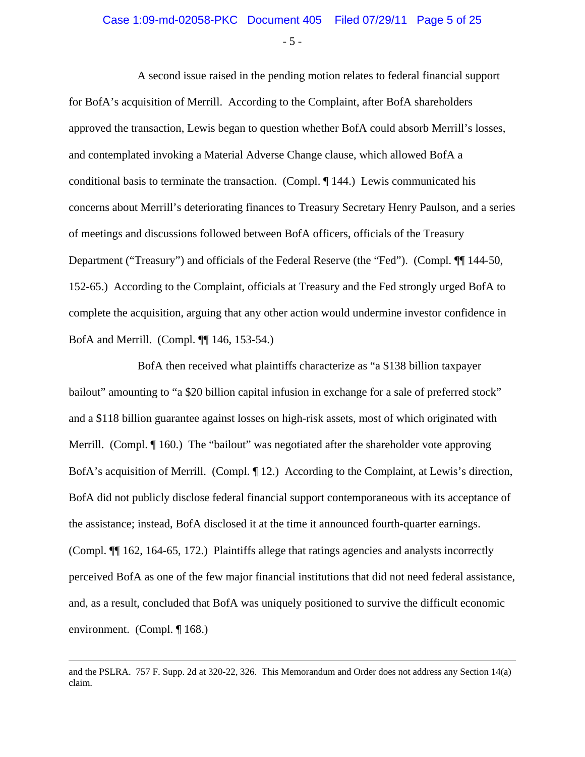A second issue raised in the pending motion relates to federal financial support for BofA's acquisition of Merrill. According to the Complaint, after BofA shareholders approved the transaction, Lewis began to question whether BofA could absorb Merrill's losses, and contemplated invoking a Material Adverse Change clause, which allowed BofA a conditional basis to terminate the transaction. (Compl. ¶ 144.) Lewis communicated his concerns about Merrill's deteriorating finances to Treasury Secretary Henry Paulson, and a series of meetings and discussions followed between BofA officers, officials of the Treasury Department ("Treasury") and officials of the Federal Reserve (the "Fed"). (Compl. ¶¶ 144-50, 152-65.) According to the Complaint, officials at Treasury and the Fed strongly urged BofA to complete the acquisition, arguing that any other action would undermine investor confidence in BofA and Merrill. (Compl. ¶¶ 146, 153-54.)

BofA then received what plaintiffs characterize as "a $138 billion taxpayer bailout" amounting to "a $20 billion capital infusion in exchange for a sale of preferred stock" and a $118 billion guarantee against losses on high-risk assets, most of which originated with Merrill. (Compl. ¶ 160.) The "bailout" was negotiated after the shareholder vote approving BofA's acquisition of Merrill. (Compl. ¶ 12.) According to the Complaint, at Lewis's direction, BofA did not publicly disclose federal financial support contemporaneous with its acceptance of the assistance; instead, BofA disclosed it at the time it announced fourth-quarter earnings. (Compl. ¶¶ 162, 164-65, 172.) Plaintiffs allege that ratings agencies and analysts incorrectly perceived BofA as one of the few major financial institutions that did not need federal assistance, and, as a result, concluded that BofA was uniquely positioned to survive the difficult economic environment. (Compl. ¶ 168.)

---

and the PSLRA. 757 F. Supp. 2d at 320-22, 326. This Memorandum and Order does not address any Section 14(a) claim.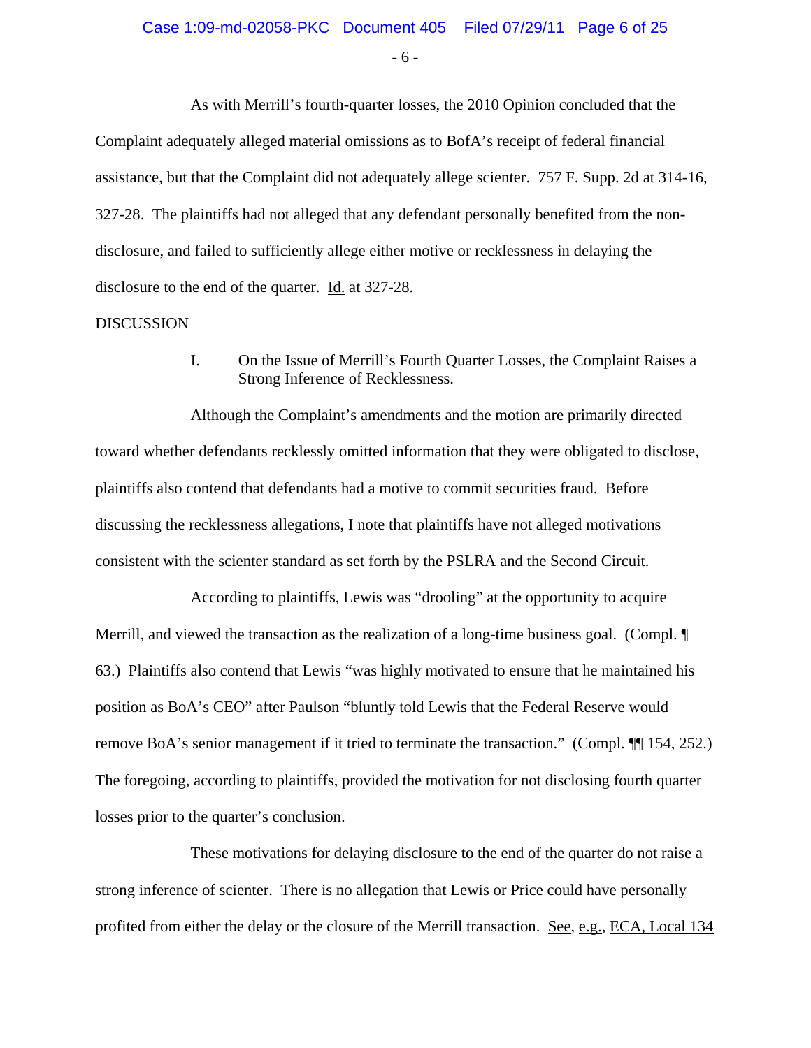As with Merrill's fourth-quarter losses, the 2010 Opinion concluded that the Complaint adequately alleged material omissions as to BofA's receipt of federal financial assistance, but that the Complaint did not adequately allege scienter. 757 F. Supp. 2d at 314-16, 327-28. The plaintiffs had not alleged that any defendant personally benefited from the non-disclosure, and failed to sufficiently allege either motive or recklessness in delaying the disclosure to the end of the quarter. Id. at 327-28.

DISCUSSION

## I. On the Issue of Merrill's Fourth Quarter Losses, the Complaint Raises a Strong Inference of Recklessness.

Although the Complaint's amendments and the motion are primarily directed toward whether defendants recklessly omitted information that they were obligated to disclose, plaintiffs also contend that defendants had a motive to commit securities fraud. Before discussing the recklessness allegations, I note that plaintiffs have not alleged motivations consistent with the scienter standard as set forth by the PSLRA and the Second Circuit.

According to plaintiffs, Lewis was "drooling" at the opportunity to acquire Merrill, and viewed the transaction as the realization of a long-time business goal. (Compl. ¶ 63.) Plaintiffs also contend that Lewis "was highly motivated to ensure that he maintained his position as BoA's CEO" after Paulson "bluntly told Lewis that the Federal Reserve would remove BoA's senior management if it tried to terminate the transaction." (Compl. ¶¶ 154, 252.) The foregoing, according to plaintiffs, provided the motivation for not disclosing fourth quarter losses prior to the quarter's conclusion.

These motivations for delaying disclosure to the end of the quarter do not raise a strong inference of scienter. There is no allegation that Lewis or Price could have personally profited from either the delay or the closure of the Merrill transaction. See, e.g., ECA, Local 134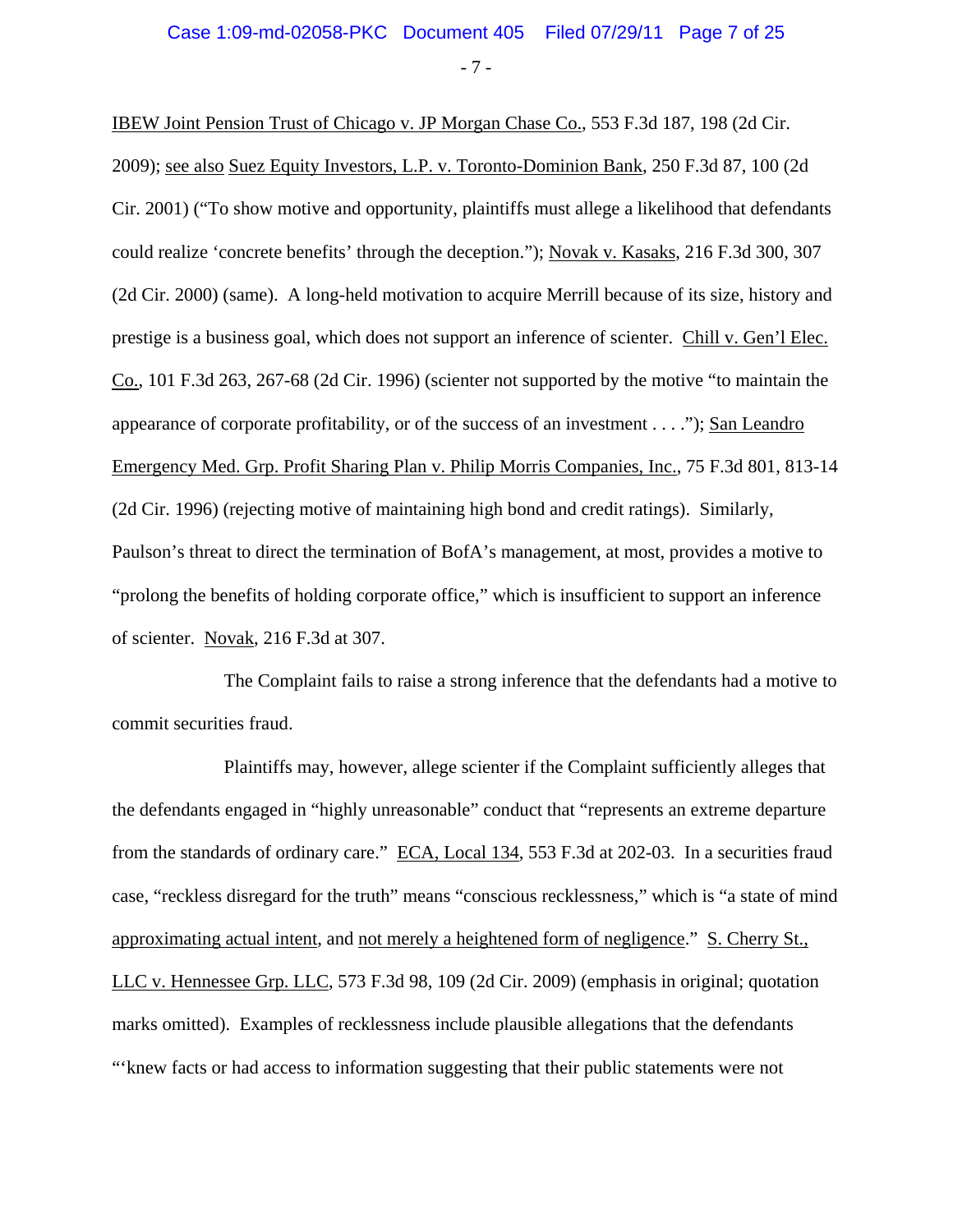IBEW Joint Pension Trust of Chicago v. JP Morgan Chase Co., 553 F.3d 187, 198 (2d Cir. 2009); see also Suez Equity Investors, L.P. v. Toronto-Dominion Bank, 250 F.3d 87, 100 (2d Cir. 2001) ("To show motive and opportunity, plaintiffs must allege a likelihood that defendants could realize 'concrete benefits' through the deception."); Novak v. Kasaks, 216 F.3d 300, 307 (2d Cir. 2000) (same). A long-held motivation to acquire Merrill because of its size, history and prestige is a business goal, which does not support an inference of scienter. Chill v. Gen'l Elec. Co., 101 F.3d 263, 267-68 (2d Cir. 1996) (scienter not supported by the motive "to maintain the appearance of corporate profitability, or of the success of an investment . . . ."); San Leandro Emergency Med. Grp. Profit Sharing Plan v. Philip Morris Companies, Inc., 75 F.3d 801, 813-14 (2d Cir. 1996) (rejecting motive of maintaining high bond and credit ratings). Similarly, Paulson's threat to direct the termination of BofA's management, at most, provides a motive to "prolong the benefits of holding corporate office," which is insufficient to support an inference of scienter. Novak, 216 F.3d at 307.

The Complaint fails to raise a strong inference that the defendants had a motive to commit securities fraud.

Plaintiffs may, however, allege scienter if the Complaint sufficiently alleges that the defendants engaged in "highly unreasonable" conduct that "represents an extreme departure from the standards of ordinary care." ECA, Local 134, 553 F.3d at 202-03. In a securities fraud case, "reckless disregard for the truth" means "conscious recklessness," which is "a state of mind approximating actual intent, and not merely a heightened form of negligence." S. Cherry St., LLC v. Hennessee Grp. LLC, 573 F.3d 98, 109 (2d Cir. 2009) (emphasis in original; quotation marks omitted). Examples of recklessness include plausible allegations that the defendants "'knew facts or had access to information suggesting that their public statements were not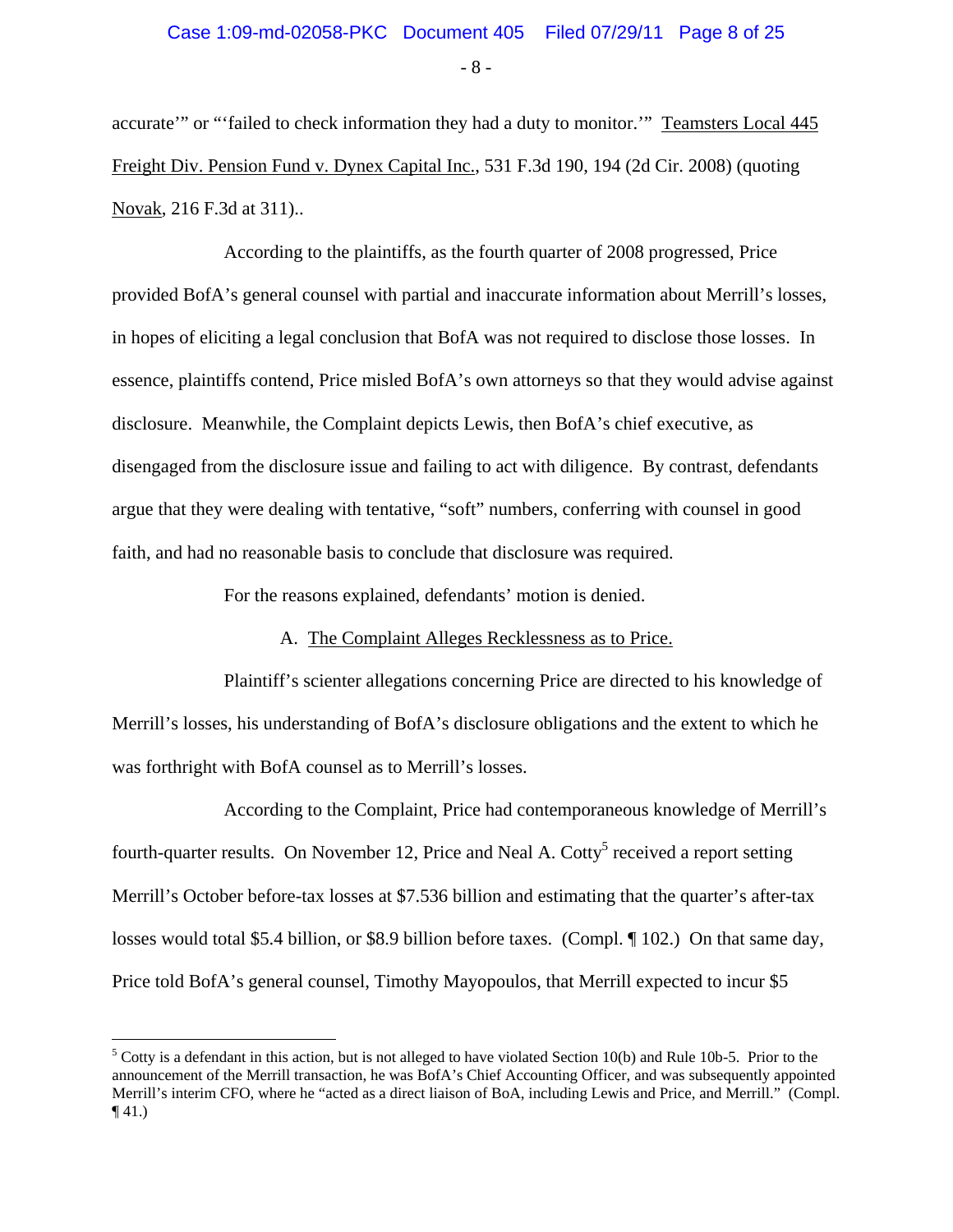accurate'" or "'failed to check information they had a duty to monitor.'" Teamsters Local 445 Freight Div. Pension Fund v. Dynex Capital Inc., 531 F.3d 190, 194 (2d Cir. 2008) (quoting Novak, 216 F.3d at 311)..

According to the plaintiffs, as the fourth quarter of 2008 progressed, Price provided BofA's general counsel with partial and inaccurate information about Merrill's losses, in hopes of eliciting a legal conclusion that BofA was not required to disclose those losses. In essence, plaintiffs contend, Price misled BofA's own attorneys so that they would advise against disclosure. Meanwhile, the Complaint depicts Lewis, then BofA's chief executive, as disengaged from the disclosure issue and failing to act with diligence. By contrast, defendants argue that they were dealing with tentative, "soft" numbers, conferring with counsel in good faith, and had no reasonable basis to conclude that disclosure was required.

For the reasons explained, defendants' motion is denied.

A. The Complaint Alleges Recklessness as to Price.

Plaintiff's scienter allegations concerning Price are directed to his knowledge of Merrill's losses, his understanding of BofA's disclosure obligations and the extent to which he was forthright with BofA counsel as to Merrill's losses.

According to the Complaint, Price had contemporaneous knowledge of Merrill's fourth-quarter results. On November 12, Price and Neal A. Cotty[5] received a report setting Merrill's October before-tax losses at $7.536 billion and estimating that the quarter's after-tax losses would total $5.4 billion, or $8.9 billion before taxes. (Compl. ¶ 102.) On that same day, Price told BofA's general counsel, Timothy Mayopoulos, that Merrill expected to incur $5

[5] Cotty is a defendant in this action, but is not alleged to have violated Section 10(b) and Rule 10b-5. Prior to the announcement of the Merrill transaction, he was BofA's Chief Accounting Officer, and was subsequently appointed Merrill's interim CFO, where he "acted as a direct liaison of BoA, including Lewis and Price, and Merrill." (Compl. ¶ 41.)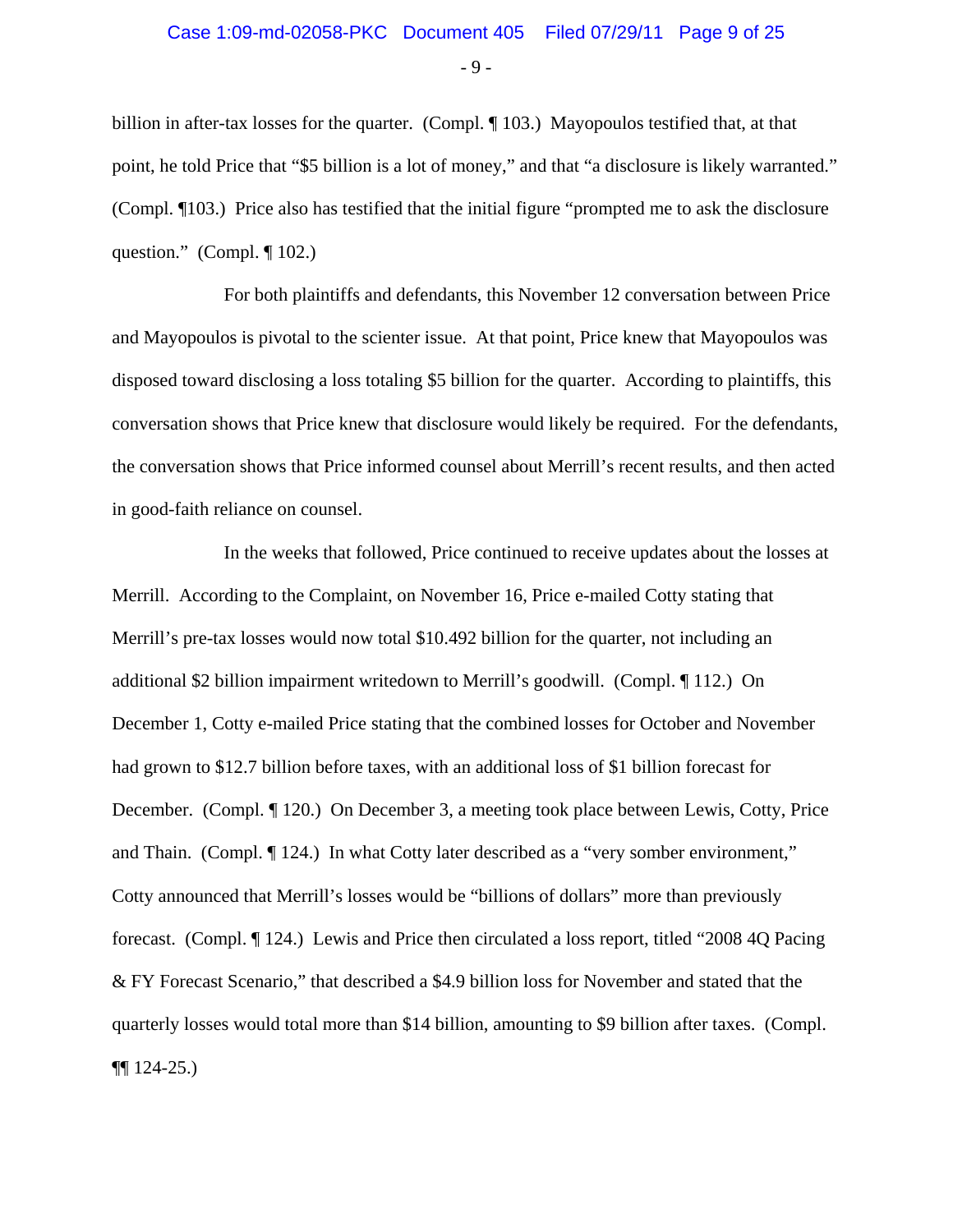billion in after-tax losses for the quarter. (Compl. ¶ 103.) Mayopoulos testified that, at that point, he told Price that "$5 billion is a lot of money," and that "a disclosure is likely warranted." (Compl. ¶103.) Price also has testified that the initial figure "prompted me to ask the disclosure question." (Compl. ¶ 102.)

For both plaintiffs and defendants, this November 12 conversation between Price and Mayopoulos is pivotal to the scienter issue. At that point, Price knew that Mayopoulos was disposed toward disclosing a loss totaling $5 billion for the quarter. According to plaintiffs, this conversation shows that Price knew that disclosure would likely be required. For the defendants, the conversation shows that Price informed counsel about Merrill's recent results, and then acted in good-faith reliance on counsel.

In the weeks that followed, Price continued to receive updates about the losses at Merrill. According to the Complaint, on November 16, Price e-mailed Cotty stating that Merrill's pre-tax losses would now total $10.492 billion for the quarter, not including an additional $2 billion impairment writedown to Merrill's goodwill. (Compl. ¶ 112.) On December 1, Cotty e-mailed Price stating that the combined losses for October and November had grown to $12.7 billion before taxes, with an additional loss of $1 billion forecast for December. (Compl. ¶ 120.) On December 3, a meeting took place between Lewis, Cotty, Price and Thain. (Compl. ¶ 124.) In what Cotty later described as a "very somber environment," Cotty announced that Merrill's losses would be "billions of dollars" more than previously forecast. (Compl. ¶ 124.) Lewis and Price then circulated a loss report, titled "2008 4Q Pacing & FY Forecast Scenario," that described a $4.9 billion loss for November and stated that the quarterly losses would total more than $14 billion, amounting to $9 billion after taxes. (Compl. ¶¶ 124-25.)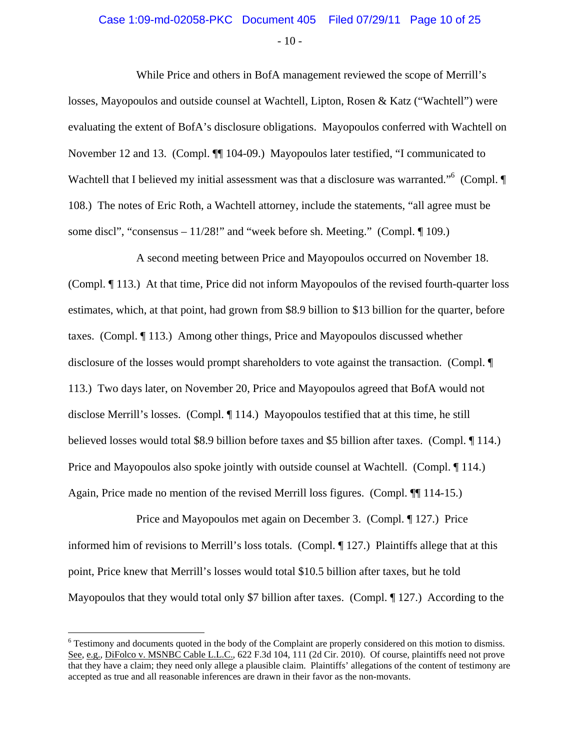While Price and others in BofA management reviewed the scope of Merrill's losses, Mayopoulos and outside counsel at Wachtell, Lipton, Rosen & Katz ("Wachtell") were evaluating the extent of BofA's disclosure obligations. Mayopoulos conferred with Wachtell on November 12 and 13. (Compl. ¶¶ 104-09.) Mayopoulos later testified, "I communicated to Wachtell that I believed my initial assessment was that a disclosure was warranted."[6] (Compl. ¶ 108.) The notes of Eric Roth, a Wachtell attorney, include the statements, "all agree must be some discl", "consensus – 11/28!" and "week before sh. Meeting." (Compl. ¶ 109.)

A second meeting between Price and Mayopoulos occurred on November 18. (Compl. ¶ 113.) At that time, Price did not inform Mayopoulos of the revised fourth-quarter loss estimates, which, at that point, had grown from \$8.9 billion to \$13 billion for the quarter, before taxes. (Compl. ¶ 113.) Among other things, Price and Mayopoulos discussed whether disclosure of the losses would prompt shareholders to vote against the transaction. (Compl. ¶ 113.) Two days later, on November 20, Price and Mayopoulos agreed that BofA would not disclose Merrill's losses. (Compl. ¶ 114.) Mayopoulos testified that at this time, he still believed losses would total \$8.9 billion before taxes and \$5 billion after taxes. (Compl. ¶ 114.) Price and Mayopoulos also spoke jointly with outside counsel at Wachtell. (Compl. ¶ 114.) Again, Price made no mention of the revised Merrill loss figures. (Compl. ¶¶ 114-15.)

Price and Mayopoulos met again on December 3. (Compl. ¶ 127.) Price informed him of revisions to Merrill's loss totals. (Compl. ¶ 127.) Plaintiffs allege that at this point, Price knew that Merrill's losses would total \$10.5 billion after taxes, but he told Mayopoulos that they would total only \$7 billion after taxes. (Compl. ¶ 127.) According to the

---

[6] Testimony and documents quoted in the body of the Complaint are properly considered on this motion to dismiss. See, e.g., DiFolco v. MSNBC Cable L.L.C., 622 F.3d 104, 111 (2d Cir. 2010). Of course, plaintiffs need not prove that they have a claim; they need only allege a plausible claim. Plaintiffs' allegations of the content of testimony are accepted as true and all reasonable inferences are drawn in their favor as the non-movants.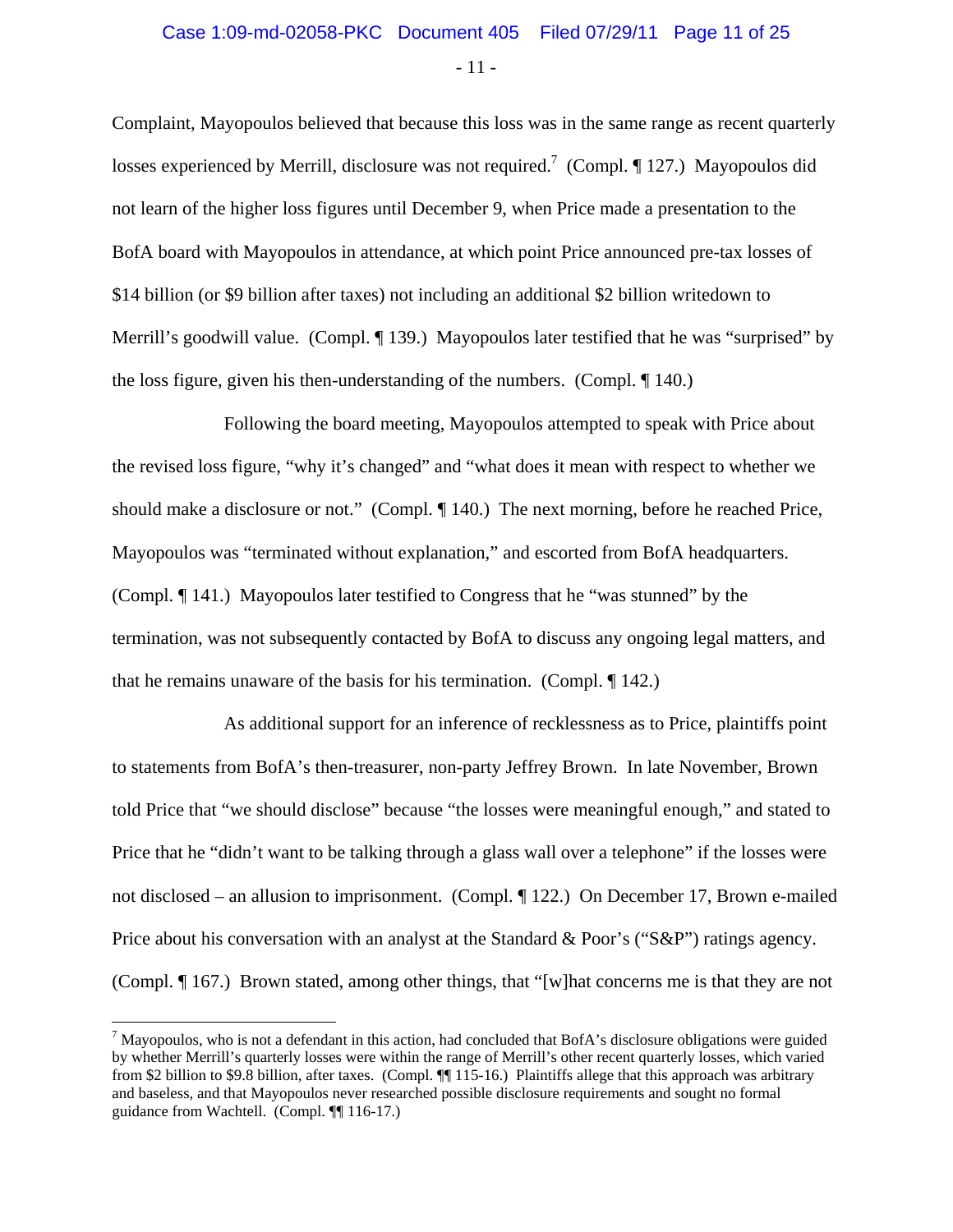Complaint, Mayopoulos believed that because this loss was in the same range as recent quarterly losses experienced by Merrill, disclosure was not required.[7] (Compl. ¶ 127.) Mayopoulos did not learn of the higher loss figures until December 9, when Price made a presentation to the BofA board with Mayopoulos in attendance, at which point Price announced pre-tax losses of $14 billion (or $9 billion after taxes) not including an additional $2 billion writedown to Merrill's goodwill value. (Compl. ¶ 139.) Mayopoulos later testified that he was "surprised" by the loss figure, given his then-understanding of the numbers. (Compl. ¶ 140.)

Following the board meeting, Mayopoulos attempted to speak with Price about the revised loss figure, "why it's changed" and "what does it mean with respect to whether we should make a disclosure or not." (Compl. ¶ 140.) The next morning, before he reached Price, Mayopoulos was "terminated without explanation," and escorted from BofA headquarters. (Compl. ¶ 141.) Mayopoulos later testified to Congress that he "was stunned" by the termination, was not subsequently contacted by BofA to discuss any ongoing legal matters, and that he remains unaware of the basis for his termination. (Compl. ¶ 142.)

As additional support for an inference of recklessness as to Price, plaintiffs point to statements from BofA's then-treasurer, non-party Jeffrey Brown. In late November, Brown told Price that "we should disclose" because "the losses were meaningful enough," and stated to Price that he "didn't want to be talking through a glass wall over a telephone" if the losses were not disclosed – an allusion to imprisonment. (Compl. ¶ 122.) On December 17, Brown e-mailed Price about his conversation with an analyst at the Standard & Poor's ("S&P") ratings agency. (Compl. ¶ 167.) Brown stated, among other things, that "[w]hat concerns me is that they are not

[7] Mayopoulos, who is not a defendant in this action, had concluded that BofA's disclosure obligations were guided by whether Merrill's quarterly losses were within the range of Merrill's other recent quarterly losses, which varied from $2 billion to $9.8 billion, after taxes. (Compl. ¶¶ 115-16.) Plaintiffs allege that this approach was arbitrary and baseless, and that Mayopoulos never researched possible disclosure requirements and sought no formal guidance from Wachtell. (Compl. ¶¶ 116-17.)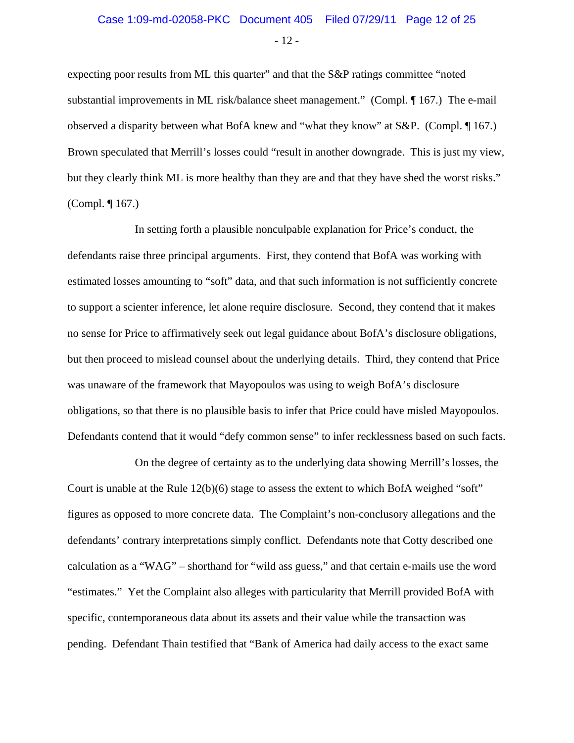expecting poor results from ML this quarter" and that the S&P ratings committee "noted substantial improvements in ML risk/balance sheet management." (Compl. ¶ 167.) The e-mail observed a disparity between what BofA knew and "what they know" at S&P. (Compl. ¶ 167.) Brown speculated that Merrill's losses could "result in another downgrade. This is just my view, but they clearly think ML is more healthy than they are and that they have shed the worst risks." (Compl. ¶ 167.)

In setting forth a plausible nonculpable explanation for Price's conduct, the defendants raise three principal arguments. First, they contend that BofA was working with estimated losses amounting to "soft" data, and that such information is not sufficiently concrete to support a scienter inference, let alone require disclosure. Second, they contend that it makes no sense for Price to affirmatively seek out legal guidance about BofA's disclosure obligations, but then proceed to mislead counsel about the underlying details. Third, they contend that Price was unaware of the framework that Mayopoulos was using to weigh BofA's disclosure obligations, so that there is no plausible basis to infer that Price could have misled Mayopoulos. Defendants contend that it would "defy common sense" to infer recklessness based on such facts.

On the degree of certainty as to the underlying data showing Merrill's losses, the Court is unable at the Rule 12(b)(6) stage to assess the extent to which BofA weighed "soft" figures as opposed to more concrete data. The Complaint's non-conclusory allegations and the defendants' contrary interpretations simply conflict. Defendants note that Cotty described one calculation as a "WAG" – shorthand for "wild ass guess," and that certain e-mails use the word "estimates." Yet the Complaint also alleges with particularity that Merrill provided BofA with specific, contemporaneous data about its assets and their value while the transaction was pending. Defendant Thain testified that "Bank of America had daily access to the exact same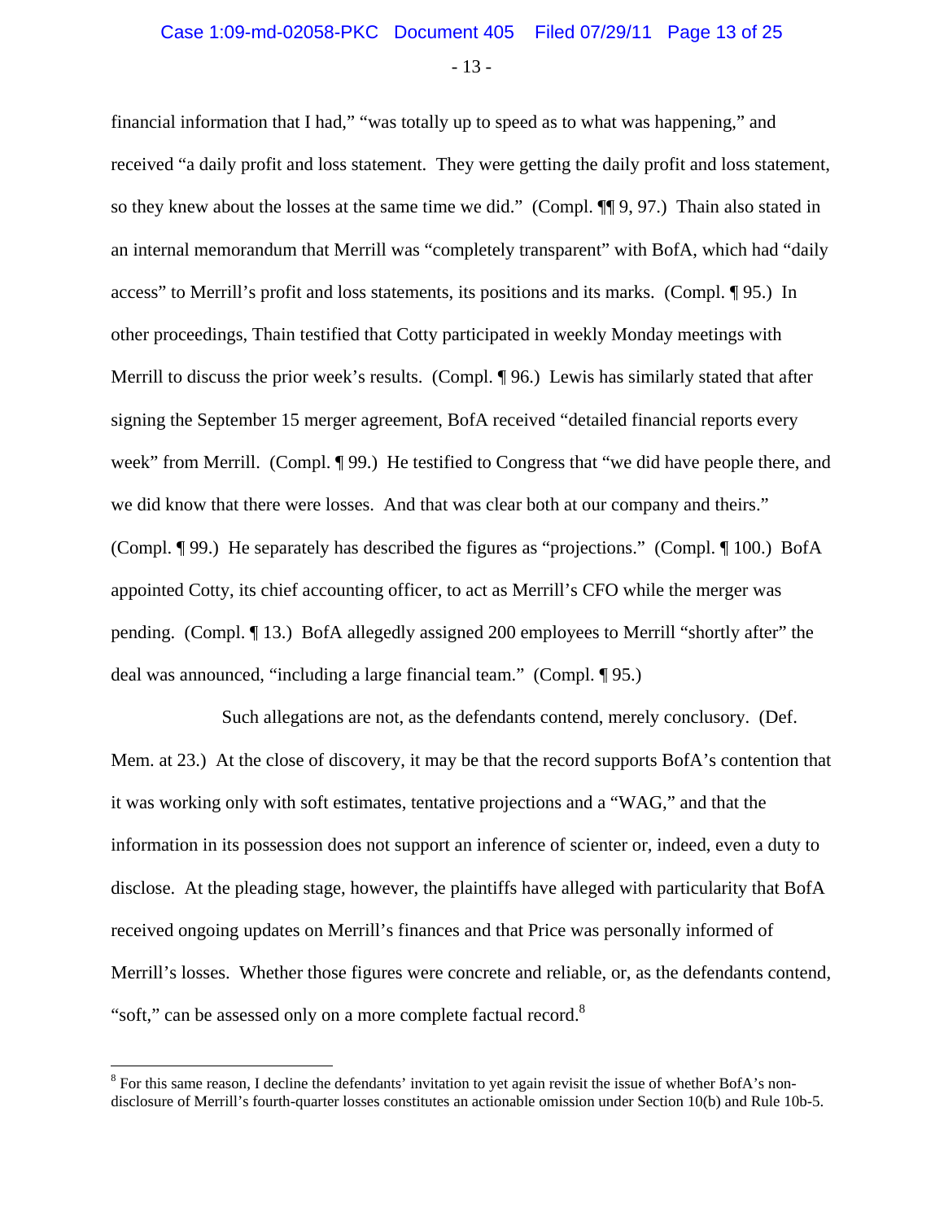financial information that I had," "was totally up to speed as to what was happening," and received "a daily profit and loss statement. They were getting the daily profit and loss statement, so they knew about the losses at the same time we did." (Compl. ¶¶ 9, 97.) Thain also stated in an internal memorandum that Merrill was "completely transparent" with BofA, which had "daily access" to Merrill's profit and loss statements, its positions and its marks. (Compl. ¶ 95.) In other proceedings, Thain testified that Cotty participated in weekly Monday meetings with Merrill to discuss the prior week's results. (Compl. ¶ 96.) Lewis has similarly stated that after signing the September 15 merger agreement, BofA received "detailed financial reports every week" from Merrill. (Compl. ¶ 99.) He testified to Congress that "we did have people there, and we did know that there were losses. And that was clear both at our company and theirs." (Compl. ¶ 99.) He separately has described the figures as "projections." (Compl. ¶ 100.) BofA appointed Cotty, its chief accounting officer, to act as Merrill's CFO while the merger was pending. (Compl. ¶ 13.) BofA allegedly assigned 200 employees to Merrill "shortly after" the deal was announced, "including a large financial team." (Compl. ¶ 95.)

Such allegations are not, as the defendants contend, merely conclusory. (Def. Mem. at 23.) At the close of discovery, it may be that the record supports BofA's contention that it was working only with soft estimates, tentative projections and a "WAG," and that the information in its possession does not support an inference of scienter or, indeed, even a duty to disclose. At the pleading stage, however, the plaintiffs have alleged with particularity that BofA received ongoing updates on Merrill's finances and that Price was personally informed of Merrill's losses. Whether those figures were concrete and reliable, or, as the defendants contend, "soft," can be assessed only on a more complete factual record.[8]

---

[8] For this same reason, I decline the defendants' invitation to yet again revisit the issue of whether BofA's non-disclosure of Merrill's fourth-quarter losses constitutes an actionable omission under Section 10(b) and Rule 10b-5.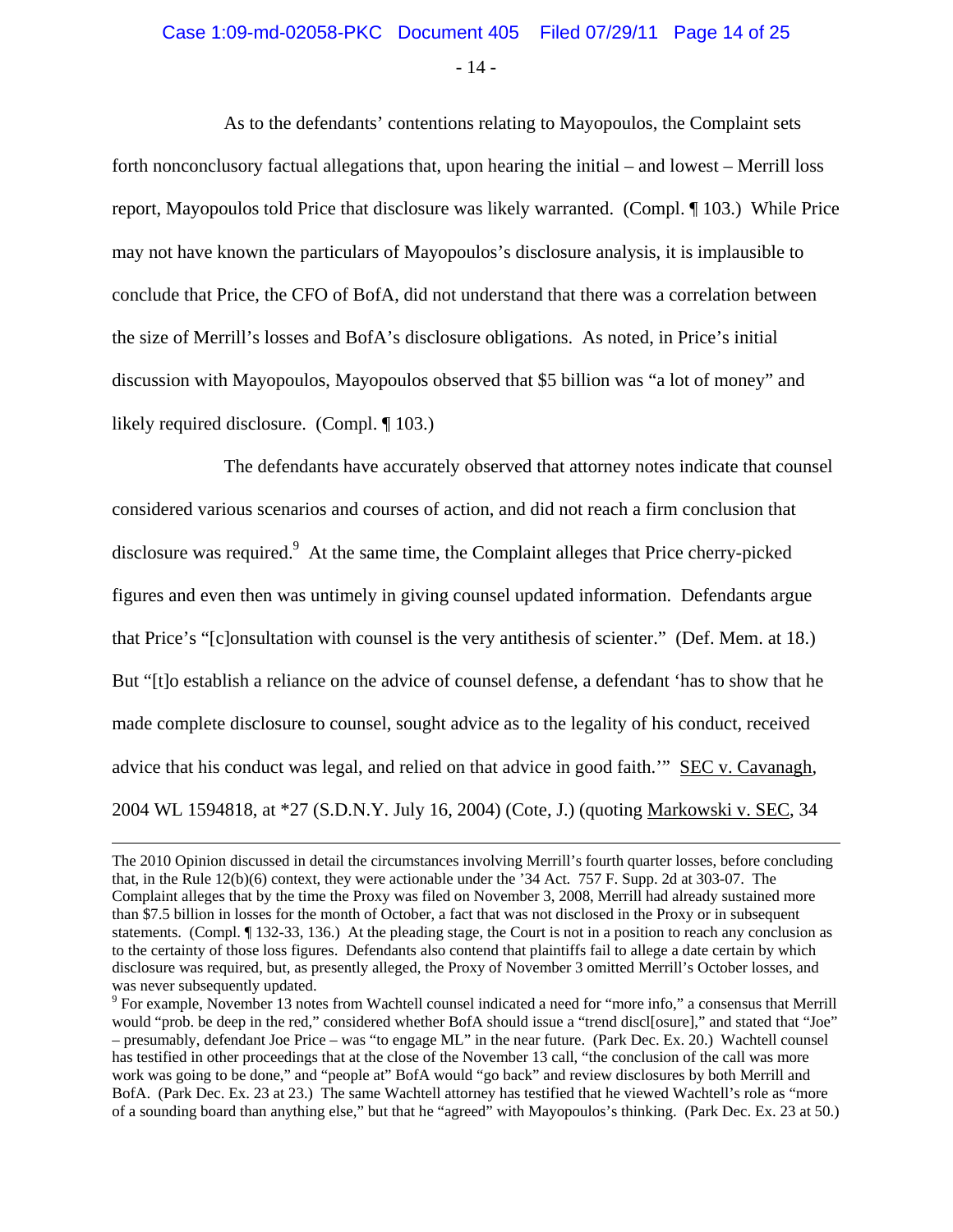As to the defendants' contentions relating to Mayopoulos, the Complaint sets forth nonconclusory factual allegations that, upon hearing the initial – and lowest – Merrill loss report, Mayopoulos told Price that disclosure was likely warranted. (Compl. ¶ 103.) While Price may not have known the particulars of Mayopoulos's disclosure analysis, it is implausible to conclude that Price, the CFO of BofA, did not understand that there was a correlation between the size of Merrill's losses and BofA's disclosure obligations. As noted, in Price's initial discussion with Mayopoulos, Mayopoulos observed that $5 billion was "a lot of money" and likely required disclosure. (Compl. ¶ 103.)

The defendants have accurately observed that attorney notes indicate that counsel considered various scenarios and courses of action, and did not reach a firm conclusion that disclosure was required.[9] At the same time, the Complaint alleges that Price cherry-picked figures and even then was untimely in giving counsel updated information. Defendants argue that Price's "[c]onsultation with counsel is the very antithesis of scienter." (Def. Mem. at 18.) But "[t]o establish a reliance on the advice of counsel defense, a defendant 'has to show that he made complete disclosure to counsel, sought advice as to the legality of his conduct, received advice that his conduct was legal, and relied on that advice in good faith.'" SEC v. Cavanagh, 2004 WL 1594818, at *27 (S.D.N.Y. July 16, 2004) (Cote, J.) (quoting Markowski v. SEC, 34

---

The 2010 Opinion discussed in detail the circumstances involving Merrill's fourth quarter losses, before concluding that, in the Rule 12(b)(6) context, they were actionable under the '34 Act. 757 F. Supp. 2d at 303-07. The Complaint alleges that by the time the Proxy was filed on November 3, 2008, Merrill had already sustained more than $7.5 billion in losses for the month of October, a fact that was not disclosed in the Proxy or in subsequent statements. (Compl. ¶ 132-33, 136.) At the pleading stage, the Court is not in a position to reach any conclusion as to the certainty of those loss figures. Defendants also contend that plaintiffs fail to allege a date certain by which disclosure was required, but, as presently alleged, the Proxy of November 3 omitted Merrill's October losses, and was never subsequently updated.

[9] For example, November 13 notes from Wachtell counsel indicated a need for "more info," a consensus that Merrill would "prob. be deep in the red," considered whether BofA should issue a "trend discl[osure]," and stated that "Joe" – presumably, defendant Joe Price – was "to engage ML" in the near future. (Park Dec. Ex. 20.) Wachtell counsel has testified in other proceedings that at the close of the November 13 call, "the conclusion of the call was more work was going to be done," and "people at" BofA would "go back" and review disclosures by both Merrill and BofA. (Park Dec. Ex. 23 at 23.) The same Wachtell attorney has testified that he viewed Wachtell's role as "more of a sounding board than anything else," but that he "agreed" with Mayopoulos's thinking. (Park Dec. Ex. 23 at 50.)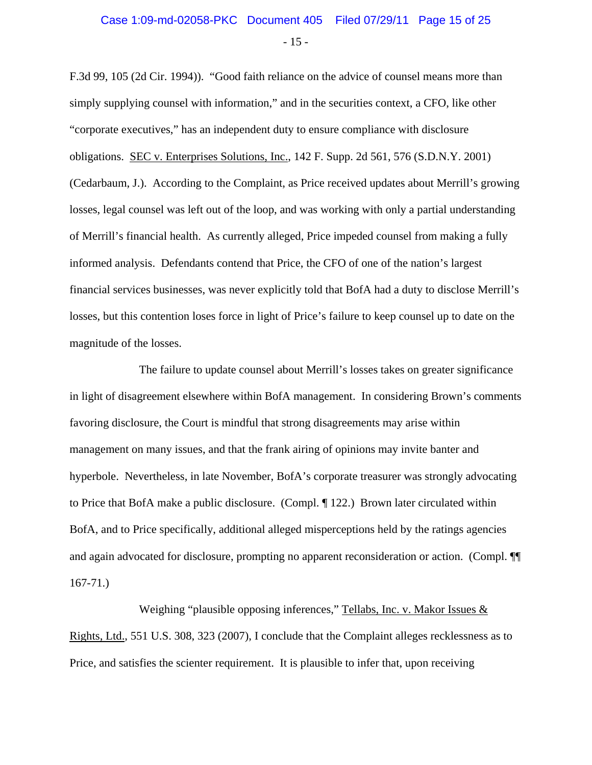F.3d 99, 105 (2d Cir. 1994)). "Good faith reliance on the advice of counsel means more than simply supplying counsel with information," and in the securities context, a CFO, like other "corporate executives," has an independent duty to ensure compliance with disclosure obligations. SEC v. Enterprises Solutions, Inc., 142 F. Supp. 2d 561, 576 (S.D.N.Y. 2001) (Cedarbaum, J.). According to the Complaint, as Price received updates about Merrill's growing losses, legal counsel was left out of the loop, and was working with only a partial understanding of Merrill's financial health. As currently alleged, Price impeded counsel from making a fully informed analysis. Defendants contend that Price, the CFO of one of the nation's largest financial services businesses, was never explicitly told that BofA had a duty to disclose Merrill's losses, but this contention loses force in light of Price's failure to keep counsel up to date on the magnitude of the losses.

The failure to update counsel about Merrill's losses takes on greater significance in light of disagreement elsewhere within BofA management. In considering Brown's comments favoring disclosure, the Court is mindful that strong disagreements may arise within management on many issues, and that the frank airing of opinions may invite banter and hyperbole. Nevertheless, in late November, BofA's corporate treasurer was strongly advocating to Price that BofA make a public disclosure. (Compl. ¶ 122.) Brown later circulated within BofA, and to Price specifically, additional alleged misperceptions held by the ratings agencies and again advocated for disclosure, prompting no apparent reconsideration or action. (Compl. ¶¶ 167-71.)

Weighing "plausible opposing inferences," Tellabs, Inc. v. Makor Issues & Rights, Ltd., 551 U.S. 308, 323 (2007), I conclude that the Complaint alleges recklessness as to Price, and satisfies the scienter requirement. It is plausible to infer that, upon receiving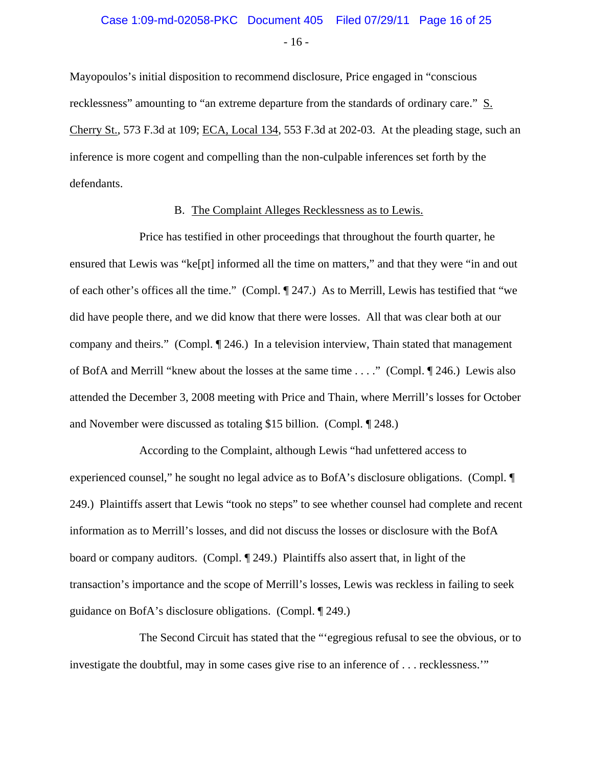Mayopoulos's initial disposition to recommend disclosure, Price engaged in "conscious recklessness" amounting to "an extreme departure from the standards of ordinary care." S. Cherry St., 573 F.3d at 109; ECA, Local 134, 553 F.3d at 202-03. At the pleading stage, such an inference is more cogent and compelling than the non-culpable inferences set forth by the defendants.

B. The Complaint Alleges Recklessness as to Lewis.

Price has testified in other proceedings that throughout the fourth quarter, he ensured that Lewis was "ke[pt] informed all the time on matters," and that they were "in and out of each other's offices all the time." (Compl. ¶ 247.) As to Merrill, Lewis has testified that "we did have people there, and we did know that there were losses. All that was clear both at our company and theirs." (Compl. ¶ 246.) In a television interview, Thain stated that management of BofA and Merrill "knew about the losses at the same time . . . ." (Compl. ¶ 246.) Lewis also attended the December 3, 2008 meeting with Price and Thain, where Merrill's losses for October and November were discussed as totaling $15 billion. (Compl. ¶ 248.)

According to the Complaint, although Lewis "had unfettered access to experienced counsel," he sought no legal advice as to BofA's disclosure obligations. (Compl. ¶ 249.) Plaintiffs assert that Lewis "took no steps" to see whether counsel had complete and recent information as to Merrill's losses, and did not discuss the losses or disclosure with the BofA board or company auditors. (Compl. ¶ 249.) Plaintiffs also assert that, in light of the transaction's importance and the scope of Merrill's losses, Lewis was reckless in failing to seek guidance on BofA's disclosure obligations. (Compl. ¶ 249.)

The Second Circuit has stated that the "'egregious refusal to see the obvious, or to investigate the doubtful, may in some cases give rise to an inference of . . . recklessness.'"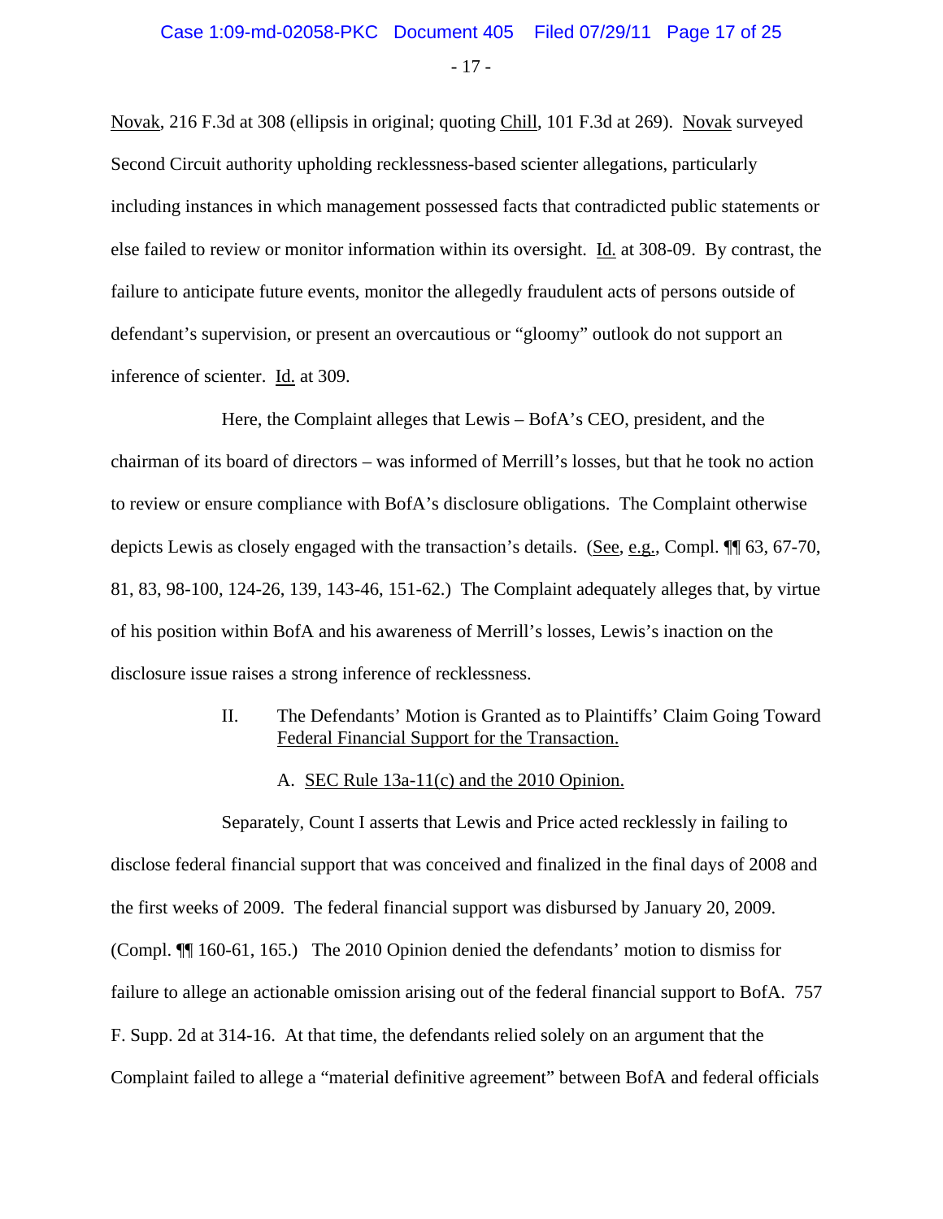Novak, 216 F.3d at 308 (ellipsis in original; quoting Chill, 101 F.3d at 269). Novak surveyed Second Circuit authority upholding recklessness-based scienter allegations, particularly including instances in which management possessed facts that contradicted public statements or else failed to review or monitor information within its oversight. Id. at 308-09. By contrast, the failure to anticipate future events, monitor the allegedly fraudulent acts of persons outside of defendant's supervision, or present an overcautious or "gloomy" outlook do not support an inference of scienter. Id. at 309.

Here, the Complaint alleges that Lewis – BofA's CEO, president, and the chairman of its board of directors – was informed of Merrill's losses, but that he took no action to review or ensure compliance with BofA's disclosure obligations. The Complaint otherwise depicts Lewis as closely engaged with the transaction's details. (See, e.g., Compl. ¶¶ 63, 67-70, 81, 83, 98-100, 124-26, 139, 143-46, 151-62.) The Complaint adequately alleges that, by virtue of his position within BofA and his awareness of Merrill's losses, Lewis's inaction on the disclosure issue raises a strong inference of recklessness.

## II. The Defendants' Motion is Granted as to Plaintiffs' Claim Going Toward Federal Financial Support for the Transaction.

### A. SEC Rule 13a-11(c) and the 2010 Opinion.

Separately, Count I asserts that Lewis and Price acted recklessly in failing to disclose federal financial support that was conceived and finalized in the final days of 2008 and the first weeks of 2009. The federal financial support was disbursed by January 20, 2009. (Compl. ¶¶ 160-61, 165.) The 2010 Opinion denied the defendants' motion to dismiss for failure to allege an actionable omission arising out of the federal financial support to BofA. 757 F. Supp. 2d at 314-16. At that time, the defendants relied solely on an argument that the Complaint failed to allege a "material definitive agreement" between BofA and federal officials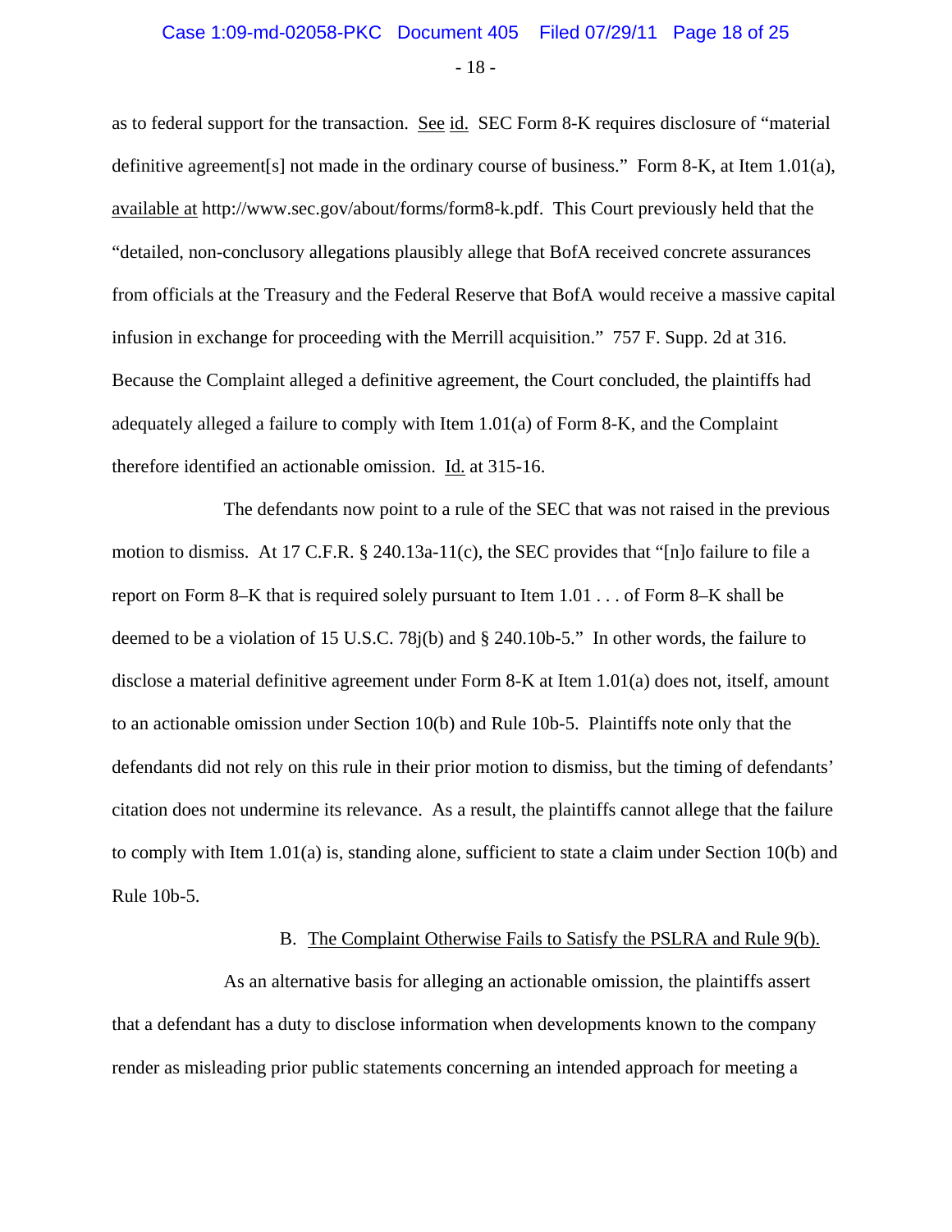as to federal support for the transaction. See id. SEC Form 8-K requires disclosure of "material definitive agreement[s] not made in the ordinary course of business." Form 8-K, at Item 1.01(a), available at http://www.sec.gov/about/forms/form8-k.pdf. This Court previously held that the "detailed, non-conclusory allegations plausibly allege that BofA received concrete assurances from officials at the Treasury and the Federal Reserve that BofA would receive a massive capital infusion in exchange for proceeding with the Merrill acquisition." 757 F. Supp. 2d at 316. Because the Complaint alleged a definitive agreement, the Court concluded, the plaintiffs had adequately alleged a failure to comply with Item 1.01(a) of Form 8-K, and the Complaint therefore identified an actionable omission. Id. at 315-16.

The defendants now point to a rule of the SEC that was not raised in the previous motion to dismiss. At 17 C.F.R. § 240.13a-11(c), the SEC provides that "[n]o failure to file a report on Form 8–K that is required solely pursuant to Item 1.01 . . . of Form 8–K shall be deemed to be a violation of 15 U.S.C. 78j(b) and § 240.10b-5." In other words, the failure to disclose a material definitive agreement under Form 8-K at Item 1.01(a) does not, itself, amount to an actionable omission under Section 10(b) and Rule 10b-5. Plaintiffs note only that the defendants did not rely on this rule in their prior motion to dismiss, but the timing of defendants' citation does not undermine its relevance. As a result, the plaintiffs cannot allege that the failure to comply with Item 1.01(a) is, standing alone, sufficient to state a claim under Section 10(b) and Rule 10b-5.

### B. The Complaint Otherwise Fails to Satisfy the PSLRA and Rule 9(b).

As an alternative basis for alleging an actionable omission, the plaintiffs assert that a defendant has a duty to disclose information when developments known to the company render as misleading prior public statements concerning an intended approach for meeting a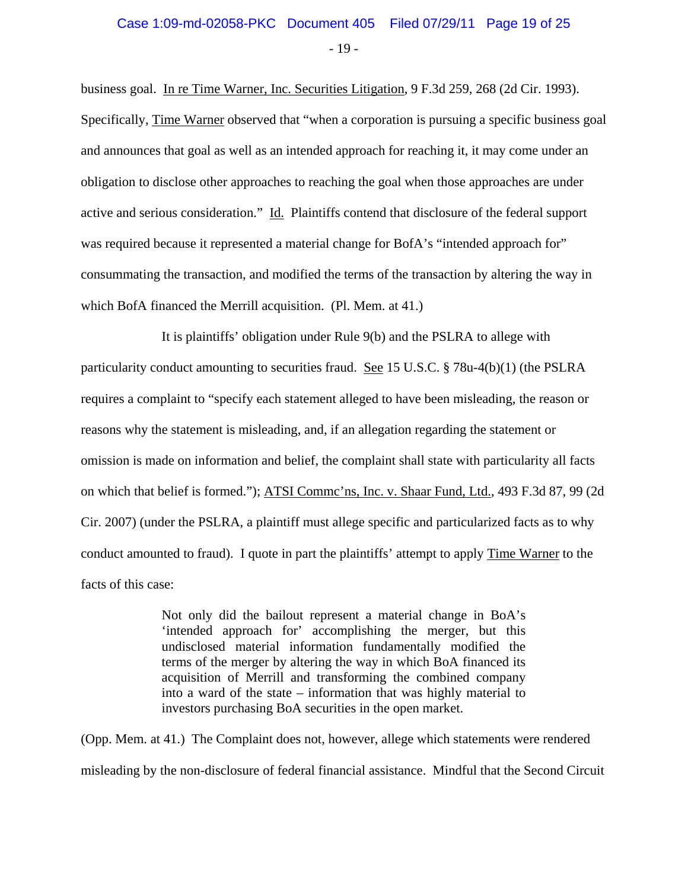business goal. In re Time Warner, Inc. Securities Litigation, 9 F.3d 259, 268 (2d Cir. 1993). Specifically, Time Warner observed that "when a corporation is pursuing a specific business goal and announces that goal as well as an intended approach for reaching it, it may come under an obligation to disclose other approaches to reaching the goal when those approaches are under active and serious consideration." Id. Plaintiffs contend that disclosure of the federal support was required because it represented a material change for BofA's "intended approach for" consummating the transaction, and modified the terms of the transaction by altering the way in which BofA financed the Merrill acquisition. (Pl. Mem. at 41.)

It is plaintiffs' obligation under Rule 9(b) and the PSLRA to allege with particularity conduct amounting to securities fraud. See 15 U.S.C. § 78u-4(b)(1) (the PSLRA requires a complaint to "specify each statement alleged to have been misleading, the reason or reasons why the statement is misleading, and, if an allegation regarding the statement or omission is made on information and belief, the complaint shall state with particularity all facts on which that belief is formed."); ATSI Commc'ns, Inc. v. Shaar Fund, Ltd., 493 F.3d 87, 99 (2d Cir. 2007) (under the PSLRA, a plaintiff must allege specific and particularized facts as to why conduct amounted to fraud). I quote in part the plaintiffs' attempt to apply Time Warner to the facts of this case:

> Not only did the bailout represent a material change in BoA's 'intended approach for' accomplishing the merger, but this undisclosed material information fundamentally modified the terms of the merger by altering the way in which BoA financed its acquisition of Merrill and transforming the combined company into a ward of the state – information that was highly material to investors purchasing BoA securities in the open market.

(Opp. Mem. at 41.) The Complaint does not, however, allege which statements were rendered misleading by the non-disclosure of federal financial assistance. Mindful that the Second Circuit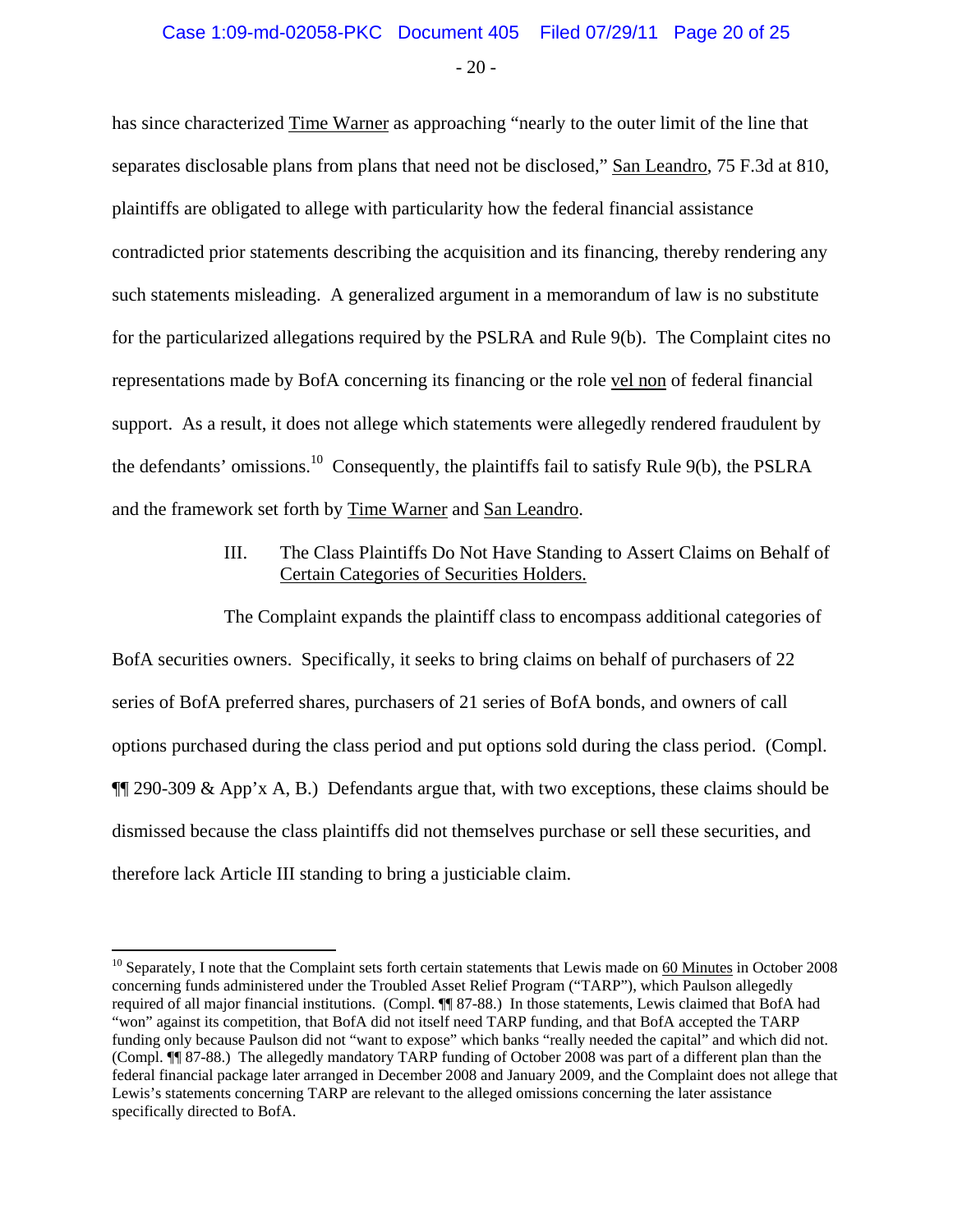has since characterized Time Warner as approaching "nearly to the outer limit of the line that separates disclosable plans from plans that need not be disclosed," San Leandro, 75 F.3d at 810, plaintiffs are obligated to allege with particularity how the federal financial assistance contradicted prior statements describing the acquisition and its financing, thereby rendering any such statements misleading. A generalized argument in a memorandum of law is no substitute for the particularized allegations required by the PSLRA and Rule 9(b). The Complaint cites no representations made by BofA concerning its financing or the role vel non of federal financial support. As a result, it does not allege which statements were allegedly rendered fraudulent by the defendants' omissions.[10] Consequently, the plaintiffs fail to satisfy Rule 9(b), the PSLRA and the framework set forth by Time Warner and San Leandro.

### III. The Class Plaintiffs Do Not Have Standing to Assert Claims on Behalf of Certain Categories of Securities Holders.

The Complaint expands the plaintiff class to encompass additional categories of BofA securities owners. Specifically, it seeks to bring claims on behalf of purchasers of 22 series of BofA preferred shares, purchasers of 21 series of BofA bonds, and owners of call options purchased during the class period and put options sold during the class period. (Compl. ¶¶ 290-309 & App'x A, B.) Defendants argue that, with two exceptions, these claims should be dismissed because the class plaintiffs did not themselves purchase or sell these securities, and therefore lack Article III standing to bring a justiciable claim.

---

[10] Separately, I note that the Complaint sets forth certain statements that Lewis made on 60 Minutes in October 2008 concerning funds administered under the Troubled Asset Relief Program ("TARP"), which Paulson allegedly required of all major financial institutions. (Compl. ¶¶ 87-88.) In those statements, Lewis claimed that BofA had "won" against its competition, that BofA did not itself need TARP funding, and that BofA accepted the TARP funding only because Paulson did not "want to expose" which banks "really needed the capital" and which did not. (Compl. ¶¶ 87-88.) The allegedly mandatory TARP funding of October 2008 was part of a different plan than the federal financial package later arranged in December 2008 and January 2009, and the Complaint does not allege that Lewis's statements concerning TARP are relevant to the alleged omissions concerning the later assistance specifically directed to BofA.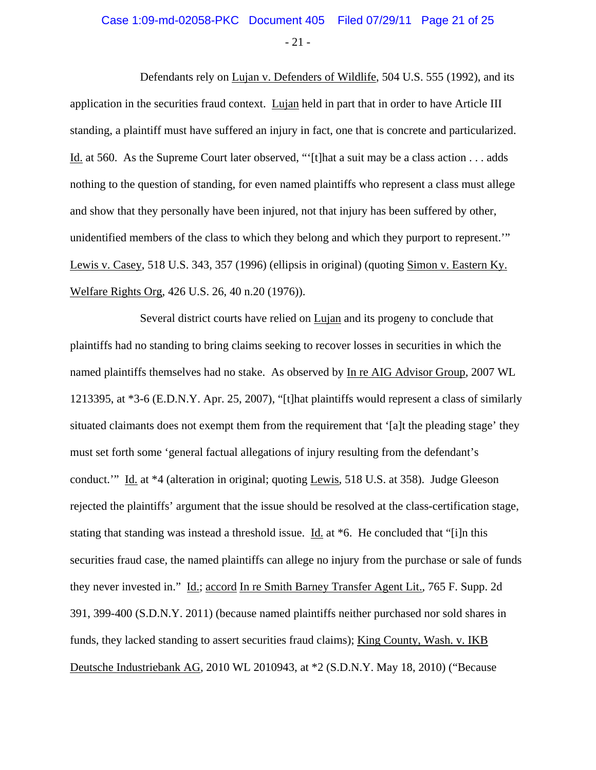Defendants rely on Lujan v. Defenders of Wildlife, 504 U.S. 555 (1992), and its application in the securities fraud context. Lujan held in part that in order to have Article III standing, a plaintiff must have suffered an injury in fact, one that is concrete and particularized. Id. at 560. As the Supreme Court later observed, "'[t]hat a suit may be a class action . . . adds nothing to the question of standing, for even named plaintiffs who represent a class must allege and show that they personally have been injured, not that injury has been suffered by other, unidentified members of the class to which they belong and which they purport to represent.'" Lewis v. Casey, 518 U.S. 343, 357 (1996) (ellipsis in original) (quoting Simon v. Eastern Ky. Welfare Rights Org, 426 U.S. 26, 40 n.20 (1976)).

Several district courts have relied on Lujan and its progeny to conclude that plaintiffs had no standing to bring claims seeking to recover losses in securities in which the named plaintiffs themselves had no stake. As observed by In re AIG Advisor Group, 2007 WL 1213395, at *3-6 (E.D.N.Y. Apr. 25, 2007), "[t]hat plaintiffs would represent a class of similarly situated claimants does not exempt them from the requirement that '[a]t the pleading stage' they must set forth some 'general factual allegations of injury resulting from the defendant's conduct.'" Id. at *4 (alteration in original; quoting Lewis, 518 U.S. at 358). Judge Gleeson rejected the plaintiffs' argument that the issue should be resolved at the class-certification stage, stating that standing was instead a threshold issue. Id. at *6. He concluded that "[i]n this securities fraud case, the named plaintiffs can allege no injury from the purchase or sale of funds they never invested in." Id.; accord In re Smith Barney Transfer Agent Lit., 765 F. Supp. 2d 391, 399-400 (S.D.N.Y. 2011) (because named plaintiffs neither purchased nor sold shares in funds, they lacked standing to assert securities fraud claims); King County, Wash. v. IKB Deutsche Industriebank AG, 2010 WL 2010943, at *2 (S.D.N.Y. May 18, 2010) ("Because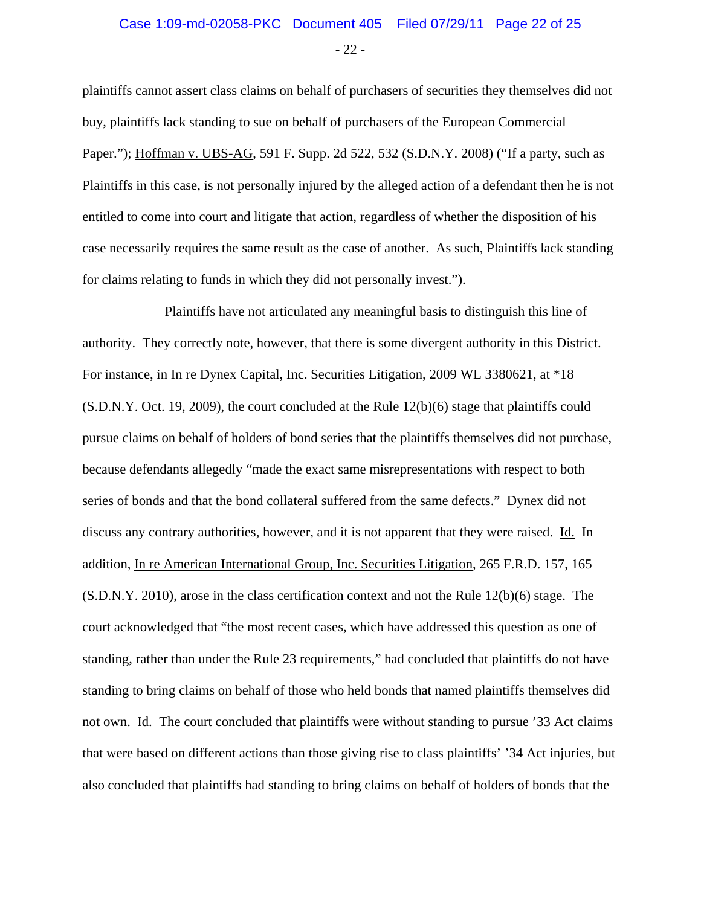plaintiffs cannot assert class claims on behalf of purchasers of securities they themselves did not buy, plaintiffs lack standing to sue on behalf of purchasers of the European Commercial Paper."); Hoffman v. UBS-AG, 591 F. Supp. 2d 522, 532 (S.D.N.Y. 2008) ("If a party, such as Plaintiffs in this case, is not personally injured by the alleged action of a defendant then he is not entitled to come into court and litigate that action, regardless of whether the disposition of his case necessarily requires the same result as the case of another. As such, Plaintiffs lack standing for claims relating to funds in which they did not personally invest.").

Plaintiffs have not articulated any meaningful basis to distinguish this line of authority. They correctly note, however, that there is some divergent authority in this District. For instance, in In re Dynex Capital, Inc. Securities Litigation, 2009 WL 3380621, at *18 (S.D.N.Y. Oct. 19, 2009), the court concluded at the Rule 12(b)(6) stage that plaintiffs could pursue claims on behalf of holders of bond series that the plaintiffs themselves did not purchase, because defendants allegedly "made the exact same misrepresentations with respect to both series of bonds and that the bond collateral suffered from the same defects." Dynex did not discuss any contrary authorities, however, and it is not apparent that they were raised. Id. In addition, In re American International Group, Inc. Securities Litigation, 265 F.R.D. 157, 165 (S.D.N.Y. 2010), arose in the class certification context and not the Rule 12(b)(6) stage. The court acknowledged that "the most recent cases, which have addressed this question as one of standing, rather than under the Rule 23 requirements," had concluded that plaintiffs do not have standing to bring claims on behalf of those who held bonds that named plaintiffs themselves did not own. Id. The court concluded that plaintiffs were without standing to pursue '33 Act claims that were based on different actions than those giving rise to class plaintiffs' '34 Act injuries, but also concluded that plaintiffs had standing to bring claims on behalf of holders of bonds that the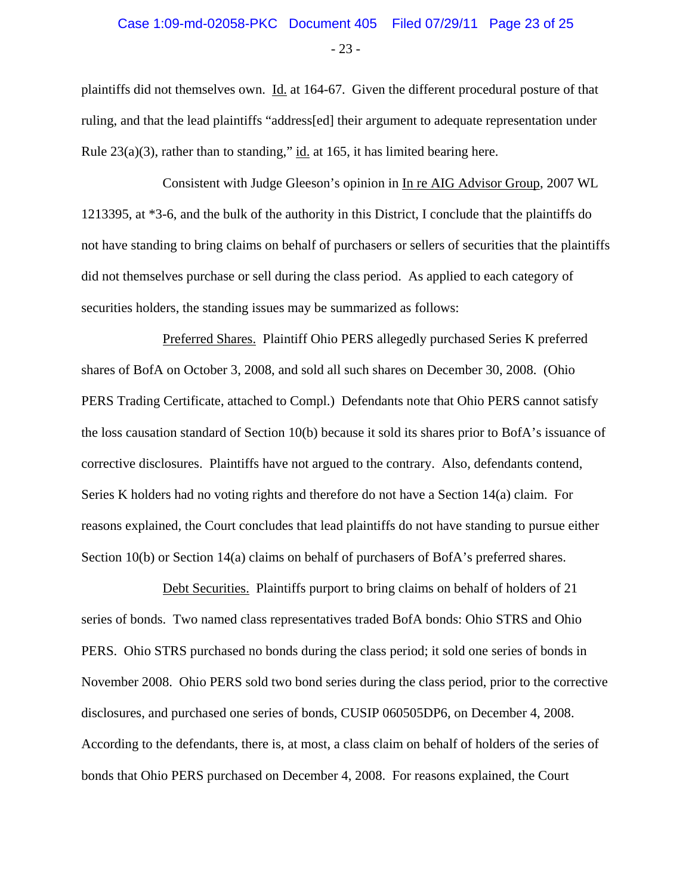plaintiffs did not themselves own. Id. at 164-67. Given the different procedural posture of that ruling, and that the lead plaintiffs "address[ed] their argument to adequate representation under Rule 23(a)(3), rather than to standing," id. at 165, it has limited bearing here.

Consistent with Judge Gleeson's opinion in In re AIG Advisor Group, 2007 WL 1213395, at *3-6, and the bulk of the authority in this District, I conclude that the plaintiffs do not have standing to bring claims on behalf of purchasers or sellers of securities that the plaintiffs did not themselves purchase or sell during the class period. As applied to each category of securities holders, the standing issues may be summarized as follows:

Preferred Shares. Plaintiff Ohio PERS allegedly purchased Series K preferred shares of BofA on October 3, 2008, and sold all such shares on December 30, 2008. (Ohio PERS Trading Certificate, attached to Compl.) Defendants note that Ohio PERS cannot satisfy the loss causation standard of Section 10(b) because it sold its shares prior to BofA's issuance of corrective disclosures. Plaintiffs have not argued to the contrary. Also, defendants contend, Series K holders had no voting rights and therefore do not have a Section 14(a) claim. For reasons explained, the Court concludes that lead plaintiffs do not have standing to pursue either Section 10(b) or Section 14(a) claims on behalf of purchasers of BofA's preferred shares.

Debt Securities. Plaintiffs purport to bring claims on behalf of holders of 21 series of bonds. Two named class representatives traded BofA bonds: Ohio STRS and Ohio PERS. Ohio STRS purchased no bonds during the class period; it sold one series of bonds in November 2008. Ohio PERS sold two bond series during the class period, prior to the corrective disclosures, and purchased one series of bonds, CUSIP 060505DP6, on December 4, 2008. According to the defendants, there is, at most, a class claim on behalf of holders of the series of bonds that Ohio PERS purchased on December 4, 2008. For reasons explained, the Court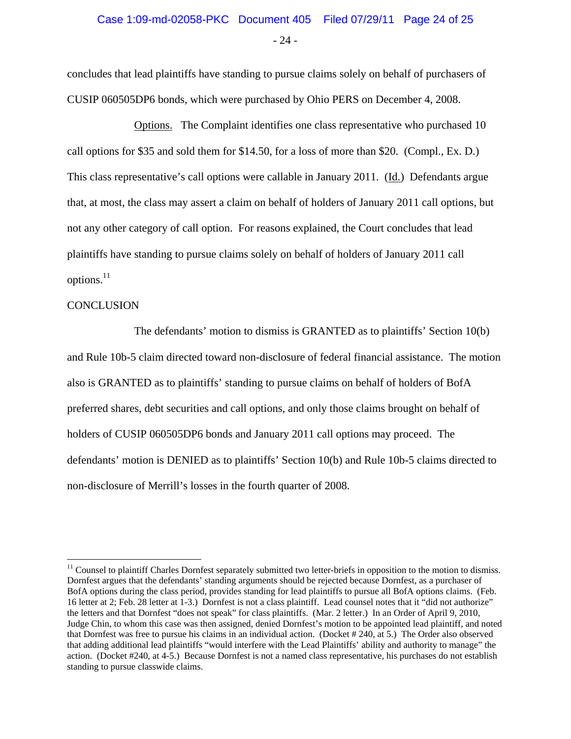concludes that lead plaintiffs have standing to pursue claims solely on behalf of purchasers of CUSIP 060505DP6 bonds, which were purchased by Ohio PERS on December 4, 2008.

Options. The Complaint identifies one class representative who purchased 10 call options for $35 and sold them for $14.50, for a loss of more than $20. (Compl., Ex. D.) This class representative's call options were callable in January 2011. (Id.) Defendants argue that, at most, the class may assert a claim on behalf of holders of January 2011 call options, but not any other category of call option. For reasons explained, the Court concludes that lead plaintiffs have standing to pursue claims solely on behalf of holders of January 2011 call options.[11]

CONCLUSION

The defendants' motion to dismiss is GRANTED as to plaintiffs' Section 10(b) and Rule 10b-5 claim directed toward non-disclosure of federal financial assistance. The motion also is GRANTED as to plaintiffs' standing to pursue claims on behalf of holders of BofA preferred shares, debt securities and call options, and only those claims brought on behalf of holders of CUSIP 060505DP6 bonds and January 2011 call options may proceed. The defendants' motion is DENIED as to plaintiffs' Section 10(b) and Rule 10b-5 claims directed to non-disclosure of Merrill's losses in the fourth quarter of 2008.

---

[11] Counsel to plaintiff Charles Dornfest separately submitted two letter-briefs in opposition to the motion to dismiss. Dornfest argues that the defendants' standing arguments should be rejected because Dornfest, as a purchaser of BofA options during the class period, provides standing for lead plaintiffs to pursue all BofA options claims. (Feb. 16 letter at 2; Feb. 28 letter at 1-3.) Dornfest is not a class plaintiff. Lead counsel notes that it "did not authorize" the letters and that Dornfest "does not speak" for class plaintiffs. (Mar. 2 letter.) In an Order of April 9, 2010, Judge Chin, to whom this case was then assigned, denied Dornfest's motion to be appointed lead plaintiff, and noted that Dornfest was free to pursue his claims in an individual action. (Docket # 240, at 5.) The Order also observed that adding additional lead plaintiffs "would interfere with the Lead Plaintiffs' ability and authority to manage" the action. (Docket #240, at 4-5.) Because Dornfest is not a named class representative, his purchases do not establish standing to pursue classwide claims.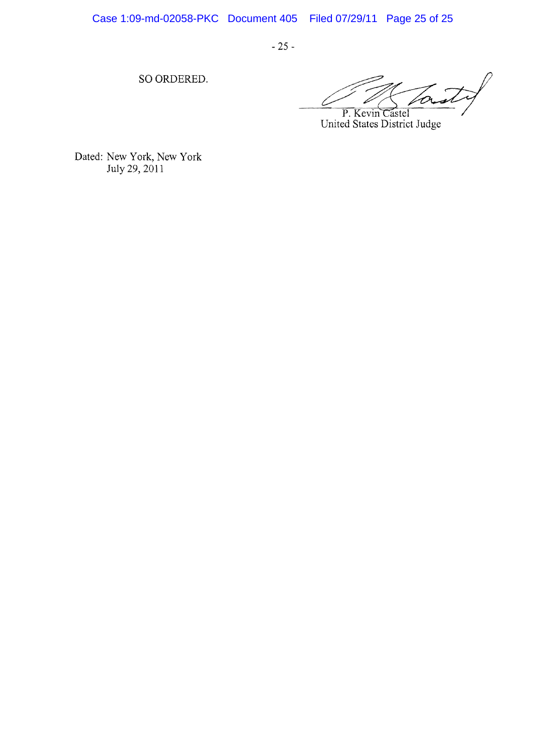SO ORDERED.

P. Kevin Castel
United States District Judge

Dated: New York, New York
July 29, 2011